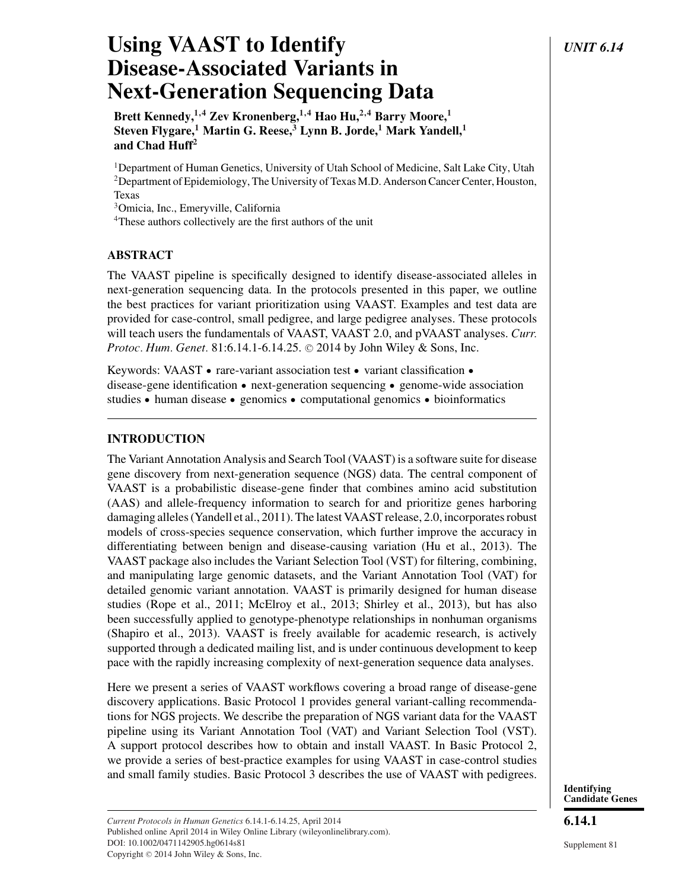# Using VAAST to Identify Disease-Associated Variants in Next-Generation Sequencing Data

**Brett Kennedy,[1,4] Zev Kronenberg,[1,4] Hao Hu,[2,4] Barry Moore,[1] Steven Flygare,[1] Martin G. Reese,[3] Lynn B. Jorde,[1] Mark Yandell,[1] and Chad Huff[2]**

[1]Department of Human Genetics, University of Utah School of Medicine, Salt Lake City, Utah
[2]Department of Epidemiology, The University of Texas M.D. Anderson Cancer Center, Houston, Texas
[3]Omicia, Inc., Emeryville, California
[4]These authors collectively are the first authors of the unit

## ABSTRACT

The VAAST pipeline is specifically designed to identify disease-associated alleles in next-generation sequencing data. In the protocols presented in this paper, we outline the best practices for variant prioritization using VAAST. Examples and test data are provided for case-control, small pedigree, and large pedigree analyses. These protocols will teach users the fundamentals of VAAST, VAAST 2.0, and pVAAST analyses. *Curr. Protoc. Hum. Genet.* 81:6.14.1-6.14.25. © 2014 by John Wiley & Sons, Inc.

Keywords: VAAST • rare-variant association test • variant classification • disease-gene identification • next-generation sequencing • genome-wide association studies • human disease • genomics • computational genomics • bioinformatics

## INTRODUCTION

The Variant Annotation Analysis and Search Tool (VAAST) is a software suite for disease gene discovery from next-generation sequence (NGS) data. The central component of VAAST is a probabilistic disease-gene finder that combines amino acid substitution (AAS) and allele-frequency information to search for and prioritize genes harboring damaging alleles (Yandell et al., 2011). The latest VAAST release, 2.0, incorporates robust models of cross-species sequence conservation, which further improve the accuracy in differentiating between benign and disease-causing variation (Hu et al., 2013). The VAAST package also includes the Variant Selection Tool (VST) for filtering, combining, and manipulating large genomic datasets, and the Variant Annotation Tool (VAT) for detailed genomic variant annotation. VAAST is primarily designed for human disease studies (Rope et al., 2011; McElroy et al., 2013; Shirley et al., 2013), but has also been successfully applied to genotype-phenotype relationships in nonhuman organisms (Shapiro et al., 2013). VAAST is freely available for academic research, is actively supported through a dedicated mailing list, and is under continuous development to keep pace with the rapidly increasing complexity of next-generation sequence data analyses.

Here we present a series of VAAST workflows covering a broad range of disease-gene discovery applications. Basic Protocol 1 provides general variant-calling recommendations for NGS projects. We describe the preparation of NGS variant data for the VAAST pipeline using its Variant Annotation Tool (VAT) and Variant Selection Tool (VST). A support protocol describes how to obtain and install VAAST. In Basic Protocol 2, we provide a series of best-practice examples for using VAAST in case-control studies and small family studies. Basic Protocol 3 describes the use of VAAST with pedigrees.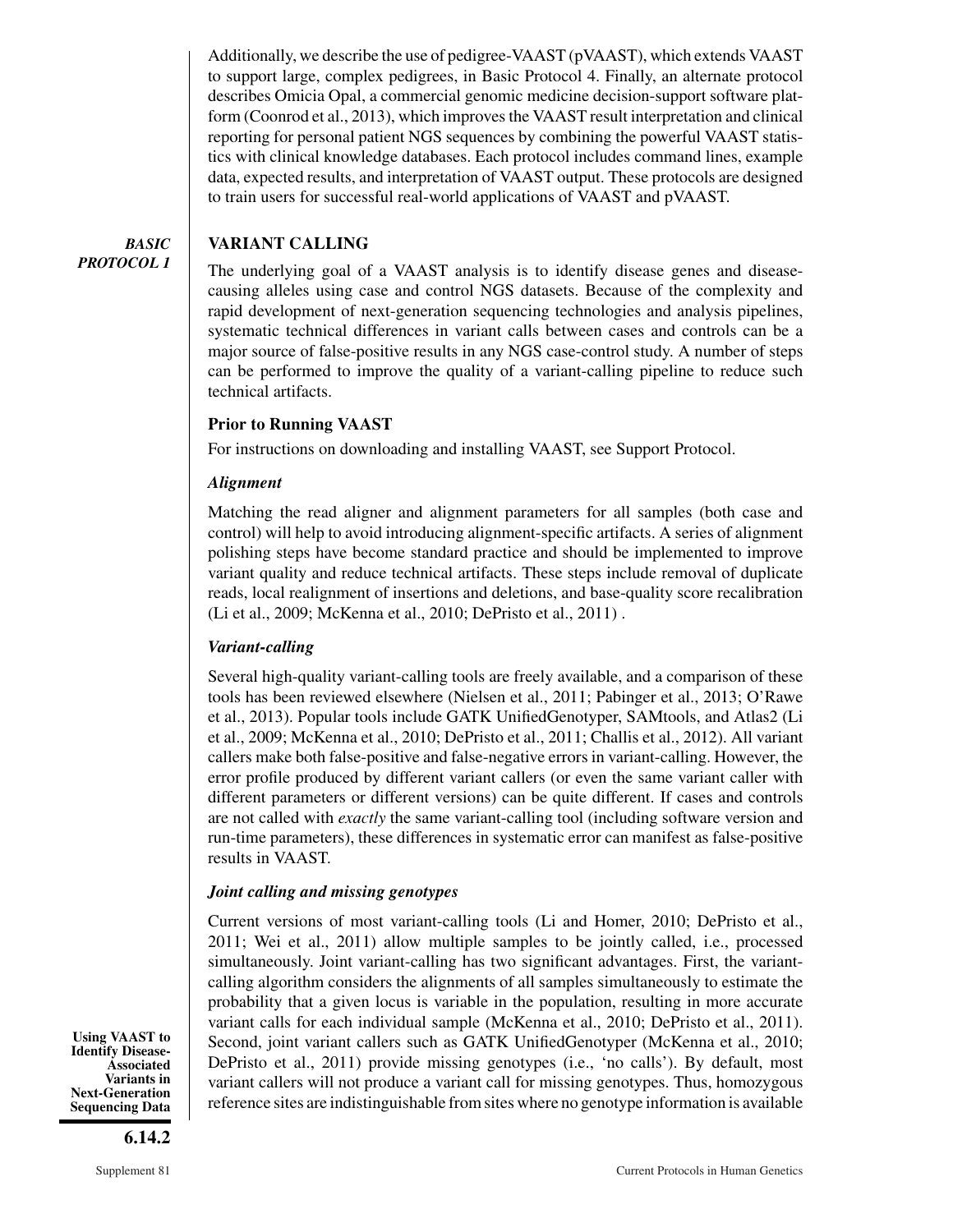Additionally, we describe the use of pedigree-VAAST (pVAAST), which extends VAAST to support large, complex pedigrees, in Basic Protocol 4. Finally, an alternate protocol describes Omicia Opal, a commercial genomic medicine decision-support software platform (Coonrod et al., 2013), which improves the VAAST result interpretation and clinical reporting for personal patient NGS sequences by combining the powerful VAAST statistics with clinical knowledge databases. Each protocol includes command lines, example data, expected results, and interpretation of VAAST output. These protocols are designed to train users for successful real-world applications of VAAST and pVAAST.

## BASIC PROTOCOL 1

## VARIANT CALLING

The underlying goal of a VAAST analysis is to identify disease genes and disease-causing alleles using case and control NGS datasets. Because of the complexity and rapid development of next-generation sequencing technologies and analysis pipelines, systematic technical differences in variant calls between cases and controls can be a major source of false-positive results in any NGS case-control study. A number of steps can be performed to improve the quality of a variant-calling pipeline to reduce such technical artifacts.

### Prior to Running VAAST

For instructions on downloading and installing VAAST, see Support Protocol.

#### *Alignment*

Matching the read aligner and alignment parameters for all samples (both case and control) will help to avoid introducing alignment-specific artifacts. A series of alignment polishing steps have become standard practice and should be implemented to improve variant quality and reduce technical artifacts. These steps include removal of duplicate reads, local realignment of insertions and deletions, and base-quality score recalibration (Li et al., 2009; McKenna et al., 2010; DePristo et al., 2011) .

#### *Variant-calling*

Several high-quality variant-calling tools are freely available, and a comparison of these tools has been reviewed elsewhere (Nielsen et al., 2011; Pabinger et al., 2013; O'Rawe et al., 2013). Popular tools include GATK UnifiedGenotyper, SAMtools, and Atlas2 (Li et al., 2009; McKenna et al., 2010; DePristo et al., 2011; Challis et al., 2012). All variant callers make both false-positive and false-negative errors in variant-calling. However, the error profile produced by different variant callers (or even the same variant caller with different parameters or different versions) can be quite different. If cases and controls are not called with *exactly* the same variant-calling tool (including software version and run-time parameters), these differences in systematic error can manifest as false-positive results in VAAST.

#### *Joint calling and missing genotypes*

Current versions of most variant-calling tools (Li and Homer, 2010; DePristo et al., 2011; Wei et al., 2011) allow multiple samples to be jointly called, i.e., processed simultaneously. Joint variant-calling has two significant advantages. First, the variant-calling algorithm considers the alignments of all samples simultaneously to estimate the probability that a given locus is variable in the population, resulting in more accurate variant calls for each individual sample (McKenna et al., 2010; DePristo et al., 2011). Second, joint variant callers such as GATK UnifiedGenotyper (McKenna et al., 2010; DePristo et al., 2011) provide missing genotypes (i.e., 'no calls'). By default, most variant callers will not produce a variant call for missing genotypes. Thus, homozygous reference sites are indistinguishable from sites where no genotype information is available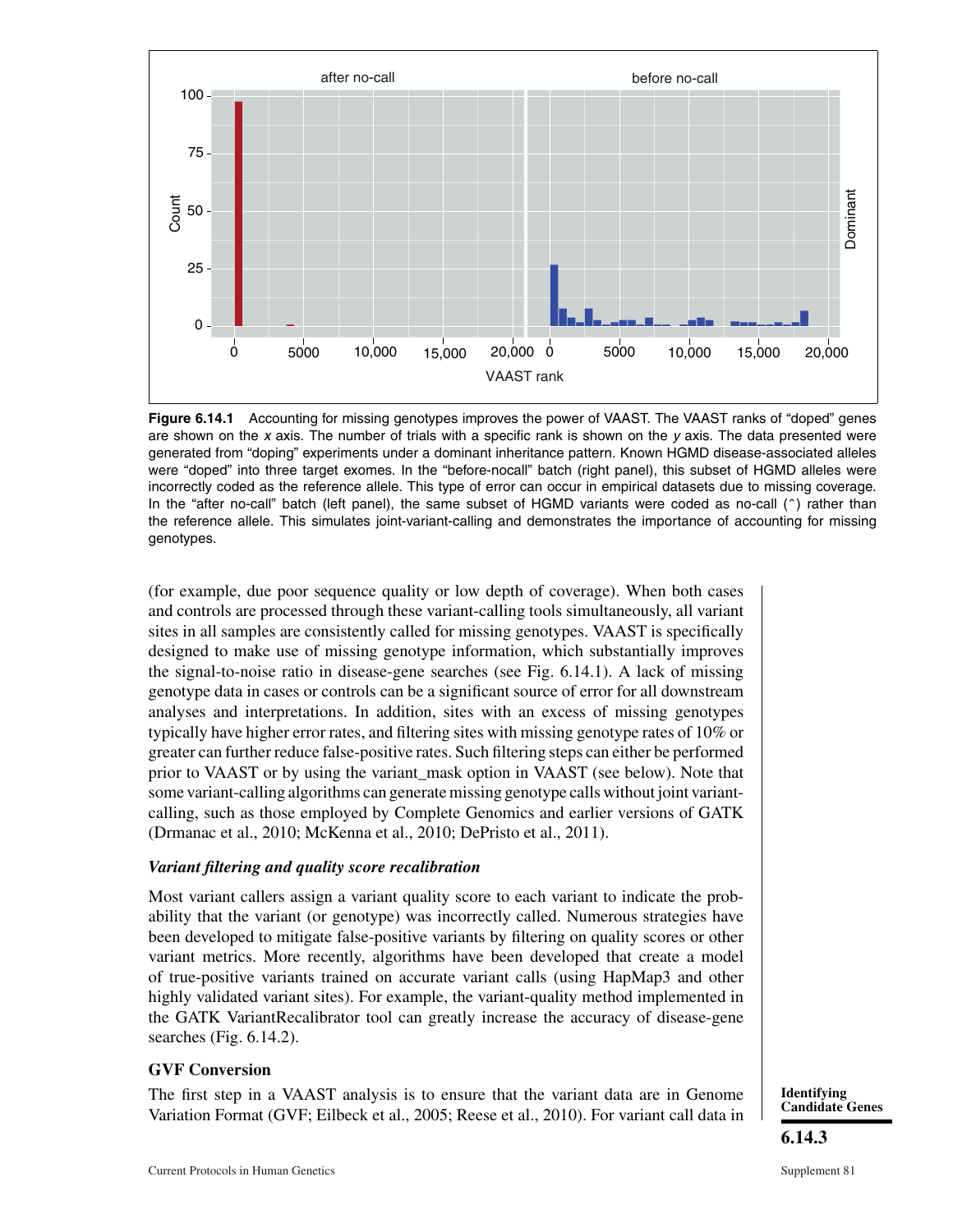**Figure 6.14.1** Accounting for missing genotypes improves the power of VAAST. The VAAST ranks of "doped" genes are shown on the *x* axis. The number of trials with a specific rank is shown on the *y* axis. The data presented were generated from "doping" experiments under a dominant inheritance pattern. Known HGMD disease-associated alleles were "doped" into three target exomes. In the "before-nocall" batch (right panel), this subset of HGMD alleles were incorrectly coded as the reference allele. This type of error can occur in empirical datasets due to missing coverage. In the "after no-call" batch (left panel), the same subset of HGMD variants were coded as no-call (^) rather than the reference allele. This simulates joint-variant-calling and demonstrates the importance of accounting for missing genotypes.

(for example, due poor sequence quality or low depth of coverage). When both cases and controls are processed through these variant-calling tools simultaneously, all variant sites in all samples are consistently called for missing genotypes. VAAST is specifically designed to make use of missing genotype information, which substantially improves the signal-to-noise ratio in disease-gene searches (see Fig. 6.14.1). A lack of missing genotype data in cases or controls can be a significant source of error for all downstream analyses and interpretations. In addition, sites with an excess of missing genotypes typically have higher error rates, and filtering sites with missing genotype rates of 10% or greater can further reduce false-positive rates. Such filtering steps can either be performed prior to VAAST or by using the variant_mask option in VAAST (see below). Note that some variant-calling algorithms can generate missing genotype calls without joint variant-calling, such as those employed by Complete Genomics and earlier versions of GATK (Drmanac et al., 2010; McKenna et al., 2010; DePristo et al., 2011).

### *Variant filtering and quality score recalibration*

Most variant callers assign a variant quality score to each variant to indicate the probability that the variant (or genotype) was incorrectly called. Numerous strategies have been developed to mitigate false-positive variants by filtering on quality scores or other variant metrics. More recently, algorithms have been developed that create a model of true-positive variants trained on accurate variant calls (using HapMap3 and other highly validated variant sites). For example, the variant-quality method implemented in the GATK VariantRecalibrator tool can greatly increase the accuracy of disease-gene searches (Fig. 6.14.2).

## GVF Conversion

The first step in a VAAST analysis is to ensure that the variant data are in Genome Variation Format (GVF; Eilbeck et al., 2005; Reese et al., 2010). For variant call data in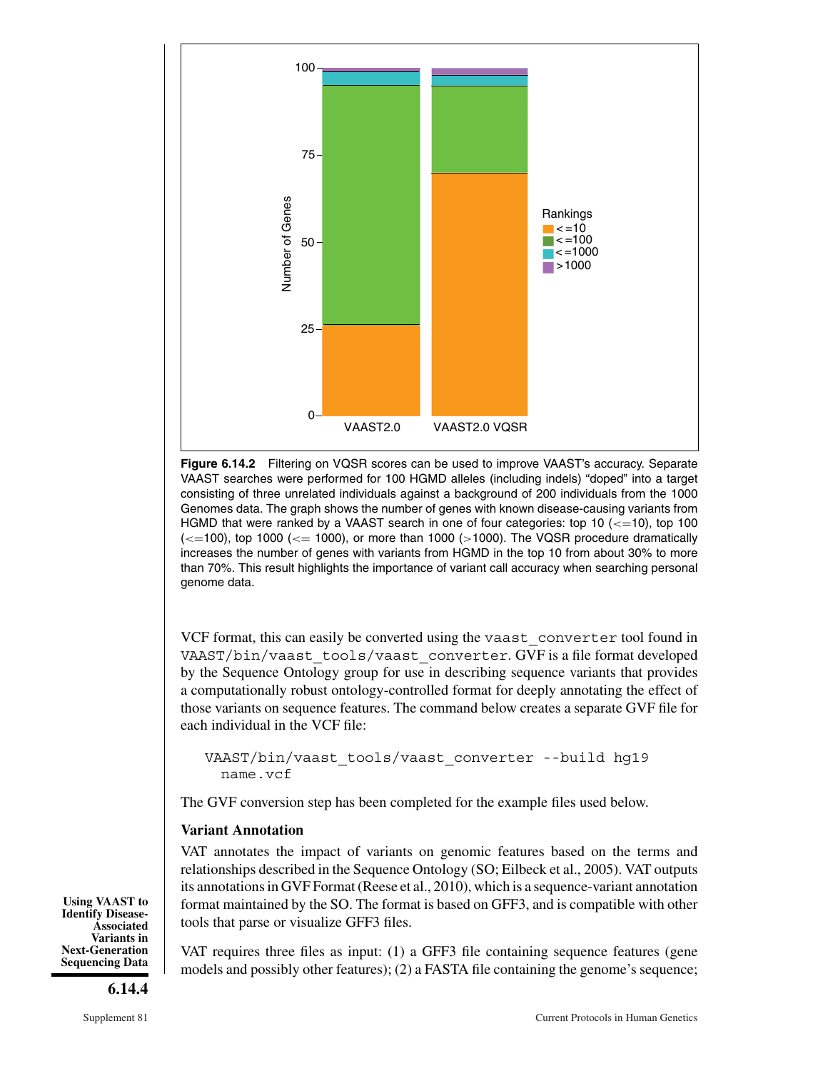**Figure 6.14.2** Filtering on VQSR scores can be used to improve VAAST's accuracy. Separate VAAST searches were performed for 100 HGMD alleles (including indels) "doped" into a target consisting of three unrelated individuals against a background of 200 individuals from the 1000 Genomes data. The graph shows the number of genes with known disease-causing variants from HGMD that were ranked by a VAAST search in one of four categories: top 10 (<=10), top 100 (<=100), top 1000 (<= 1000), or more than 1000 (>1000). The VQSR procedure dramatically increases the number of genes with variants from HGMD in the top 10 from about 30% to more than 70%. This result highlights the importance of variant call accuracy when searching personal genome data.

VCF format, this can easily be converted using the `vaast_converter` tool found in `VAAST/bin/vaast_tools/vaast_converter`. GVF is a file format developed by the Sequence Ontology group for use in describing sequence variants that provides a computationally robust ontology-controlled format for deeply annotating the effect of those variants on sequence features. The command below creates a separate GVF file for each individual in the VCF file:

```
VAAST/bin/vaast_tools/vaast_converter --build hg19
  name.vcf
```

The GVF conversion step has been completed for the example files used below.

### Variant Annotation

VAT annotates the impact of variants on genomic features based on the terms and relationships described in the Sequence Ontology (SO; Eilbeck et al., 2005). VAT outputs its annotations in GVF Format (Reese et al., 2010), which is a sequence-variant annotation format maintained by the SO. The format is based on GFF3, and is compatible with other tools that parse or visualize GFF3 files.

VAT requires three files as input: (1) a GFF3 file containing sequence features (gene models and possibly other features); (2) a FASTA file containing the genome's sequence;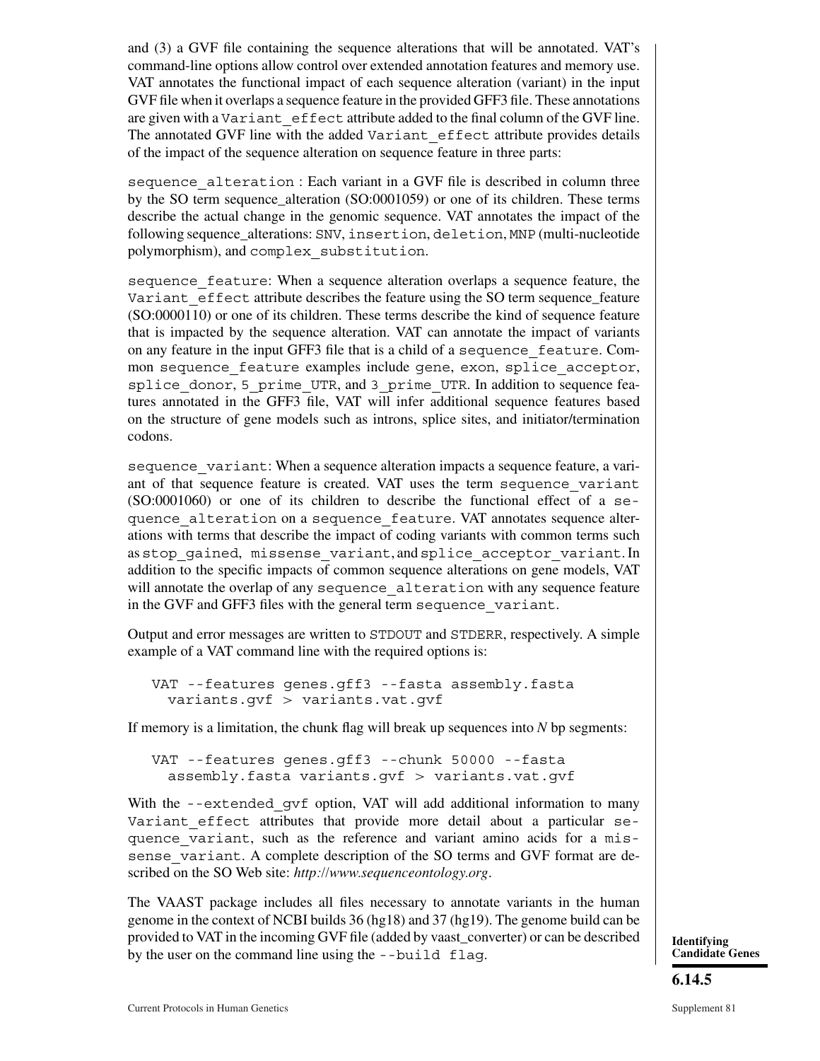and (3) a GVF file containing the sequence alterations that will be annotated. VAT's command-line options allow control over extended annotation features and memory use. VAT annotates the functional impact of each sequence alteration (variant) in the input GVF file when it overlaps a sequence feature in the provided GFF3 file. These annotations are given with a `Variant_effect` attribute added to the final column of the GVF line. The annotated GVF line with the added `Variant_effect` attribute provides details of the impact of the sequence alteration on sequence feature in three parts:

`sequence_alteration` : Each variant in a GVF file is described in column three by the SO term sequence_alteration (SO:0001059) or one of its children. These terms describe the actual change in the genomic sequence. VAT annotates the impact of the following sequence_alterations: `SNV`, `insertion`, `deletion`, `MNP` (multi-nucleotide polymorphism), and `complex_substitution`.

`sequence_feature`: When a sequence alteration overlaps a sequence feature, the `Variant_effect` attribute describes the feature using the SO term sequence_feature (SO:0000110) or one of its children. These terms describe the kind of sequence feature that is impacted by the sequence alteration. VAT can annotate the impact of variants on any feature in the input GFF3 file that is a child of a `sequence_feature`. Common `sequence_feature` examples include `gene`, `exon`, `splice_acceptor`, `splice_donor`, `5_prime_UTR`, and `3_prime_UTR`. In addition to sequence features annotated in the GFF3 file, VAT will infer additional sequence features based on the structure of gene models such as introns, splice sites, and initiator/termination codons.

`sequence_variant`: When a sequence alteration impacts a sequence feature, a variant of that sequence feature is created. VAT uses the term `sequence_variant` (SO:0001060) or one of its children to describe the functional effect of a `sequence_alteration` on a `sequence_feature`. VAT annotates sequence alterations with terms that describe the impact of coding variants with common terms such as `stop_gained`, `missense_variant`, and `splice_acceptor_variant`. In addition to the specific impacts of common sequence alterations on gene models, VAT will annotate the overlap of any `sequence_alteration` with any sequence feature in the GVF and GFF3 files with the general term `sequence_variant`.

Output and error messages are written to `STDOUT` and `STDERR`, respectively. A simple example of a VAT command line with the required options is:

```
VAT --features genes.gff3 --fasta assembly.fasta
  variants.gvf > variants.vat.gvf
```

If memory is a limitation, the chunk flag will break up sequences into *N* bp segments:

```
VAT --features genes.gff3 --chunk 50000 --fasta
  assembly.fasta variants.gvf > variants.vat.gvf
```

With the `--extended_gvf` option, VAT will add additional information to many `Variant_effect` attributes that provide more detail about a particular `sequence_variant`, such as the reference and variant amino acids for a `missense_variant`. A complete description of the SO terms and GVF format are described on the SO Web site: *http://www.sequenceontology.org*.

The VAAST package includes all files necessary to annotate variants in the human genome in the context of NCBI builds 36 (hg18) and 37 (hg19). The genome build can be provided to VAT in the incoming GVF file (added by vaast_converter) or can be described by the user on the command line using the `--build flag`.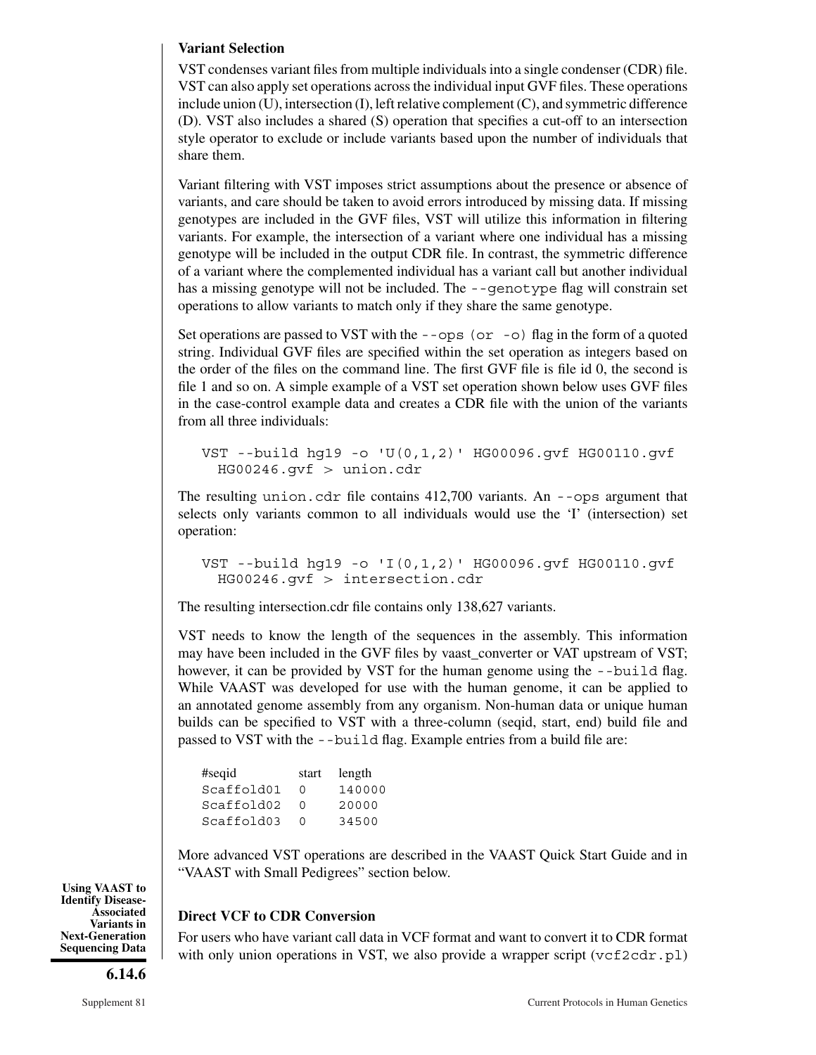### Variant Selection

VST condenses variant files from multiple individuals into a single condenser (CDR) file. VST can also apply set operations across the individual input GVF files. These operations include union (U), intersection (I), left relative complement (C), and symmetric difference (D). VST also includes a shared (S) operation that specifies a cut-off to an intersection style operator to exclude or include variants based upon the number of individuals that share them.

Variant filtering with VST imposes strict assumptions about the presence or absence of variants, and care should be taken to avoid errors introduced by missing data. If missing genotypes are included in the GVF files, VST will utilize this information in filtering variants. For example, the intersection of a variant where one individual has a missing genotype will be included in the output CDR file. In contrast, the symmetric difference of a variant where the complemented individual has a variant call but another individual has a missing genotype will not be included. The `--genotype` flag will constrain set operations to allow variants to match only if they share the same genotype.

Set operations are passed to VST with the `--ops (or -o)` flag in the form of a quoted string. Individual GVF files are specified within the set operation as integers based on the order of the files on the command line. The first GVF file is file id 0, the second is file 1 and so on. A simple example of a VST set operation shown below uses GVF files in the case-control example data and creates a CDR file with the union of the variants from all three individuals:

```
VST --build hg19 -o 'U(0,1,2)' HG00096.gvf HG00110.gvf
  HG00246.gvf > union.cdr
```

The resulting `union.cdr` file contains 412,700 variants. An `--ops` argument that selects only variants common to all individuals would use the 'I' (intersection) set operation:

```
VST --build hg19 -o 'I(0,1,2)' HG00096.gvf HG00110.gvf
  HG00246.gvf > intersection.cdr
```

The resulting intersection.cdr file contains only 138,627 variants.

VST needs to know the length of the sequences in the assembly. This information may have been included in the GVF files by vaast_converter or VAT upstream of VST; however, it can be provided by VST for the human genome using the `--build` flag. While VAAST was developed for use with the human genome, it can be applied to an annotated genome assembly from any organism. Non-human data or unique human builds can be specified to VST with a three-column (seqid, start, end) build file and passed to VST with the `--build` flag. Example entries from a build file are:

```
#seqid      start  length
Scaffold01  0      140000
Scaffold02  0      20000
Scaffold03  0      34500
```

More advanced VST operations are described in the VAAST Quick Start Guide and in "VAAST with Small Pedigrees" section below.

### Direct VCF to CDR Conversion

For users who have variant call data in VCF format and want to convert it to CDR format with only union operations in VST, we also provide a wrapper script (`vcf2cdr.pl`)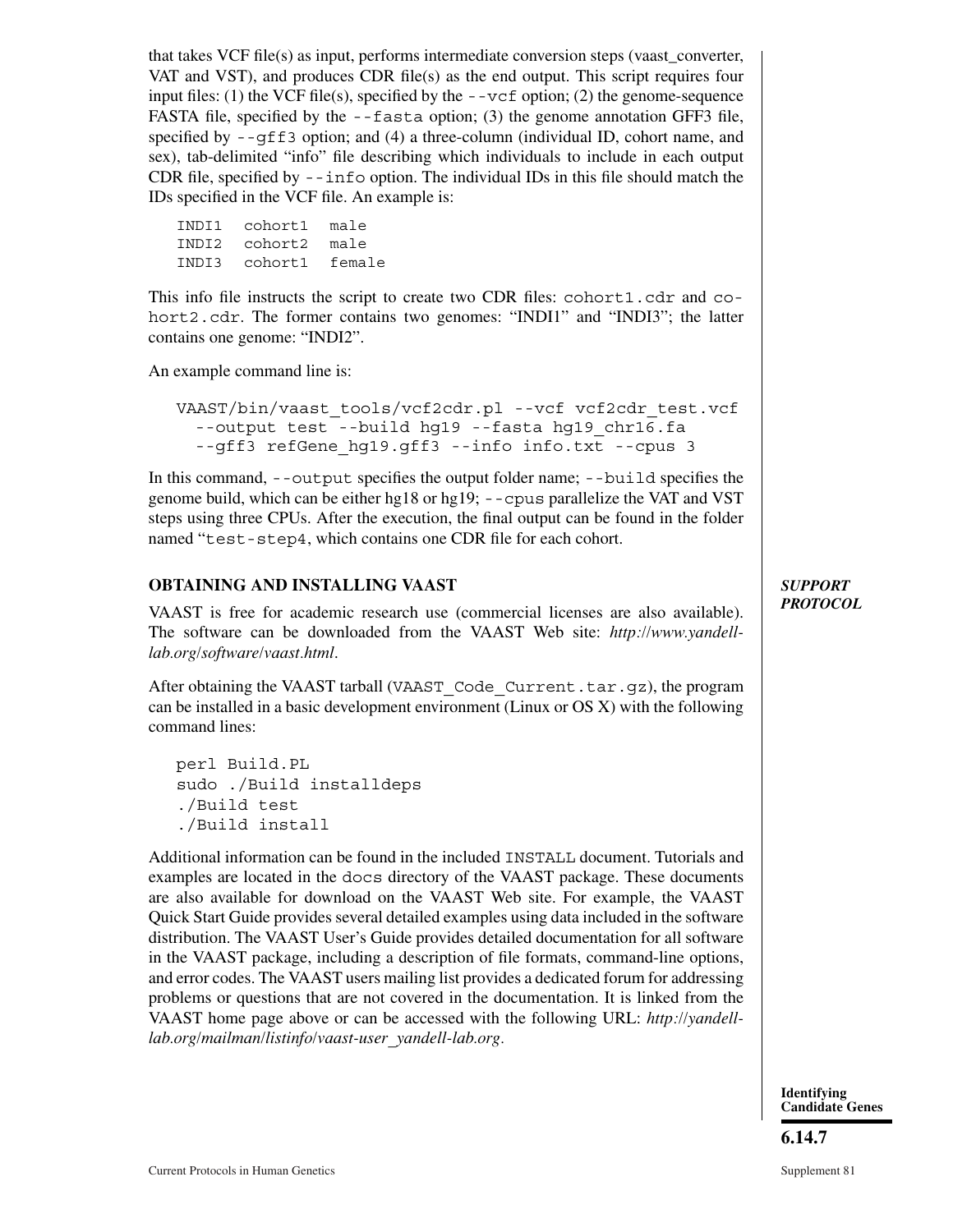that takes VCF file(s) as input, performs intermediate conversion steps (vaast_converter, VAT and VST), and produces CDR file(s) as the end output. This script requires four input files: (1) the VCF file(s), specified by the `--vcf` option; (2) the genome-sequence FASTA file, specified by the `--fasta` option; (3) the genome annotation GFF3 file, specified by `--gff3` option; and (4) a three-column (individual ID, cohort name, and sex), tab-delimited "info" file describing which individuals to include in each output CDR file, specified by `--info` option. The individual IDs in this file should match the IDs specified in the VCF file. An example is:

```
INDI1  cohort1  male
INDI2  cohort2  male
INDI3  cohort1  female
```

This info file instructs the script to create two CDR files: `cohort1.cdr` and `cohort2.cdr`. The former contains two genomes: "INDI1" and "INDI3"; the latter contains one genome: "INDI2".

An example command line is:

```
VAAST/bin/vaast_tools/vcf2cdr.pl --vcf vcf2cdr_test.vcf
  --output test --build hg19 --fasta hg19_chr16.fa
  --gff3 refGene_hg19.gff3 --info info.txt --cpus 3
```

In this command, `--output` specifies the output folder name; `--build` specifies the genome build, which can be either hg18 or hg19; `--cpus` parallelize the VAT and VST steps using three CPUs. After the execution, the final output can be found in the folder named "`test-step4`, which contains one CDR file for each cohort.

## OBTAINING AND INSTALLING VAAST

*SUPPORT PROTOCOL*

VAAST is free for academic research use (commercial licenses are also available). The software can be downloaded from the VAAST Web site: *http://www.yandell-lab.org/software/vaast.html*.

After obtaining the VAAST tarball (`VAAST_Code_Current.tar.gz`), the program can be installed in a basic development environment (Linux or OS X) with the following command lines:

```
perl Build.PL
sudo ./Build installdeps
./Build test
./Build install
```

Additional information can be found in the included `INSTALL` document. Tutorials and examples are located in the `docs` directory of the VAAST package. These documents are also available for download on the VAAST Web site. For example, the VAAST Quick Start Guide provides several detailed examples using data included in the software distribution. The VAAST User's Guide provides detailed documentation for all software in the VAAST package, including a description of file formats, command-line options, and error codes. The VAAST users mailing list provides a dedicated forum for addressing problems or questions that are not covered in the documentation. It is linked from the VAAST home page above or can be accessed with the following URL: *http://yandell-lab.org/mailman/listinfo/vaast-user_yandell-lab.org*.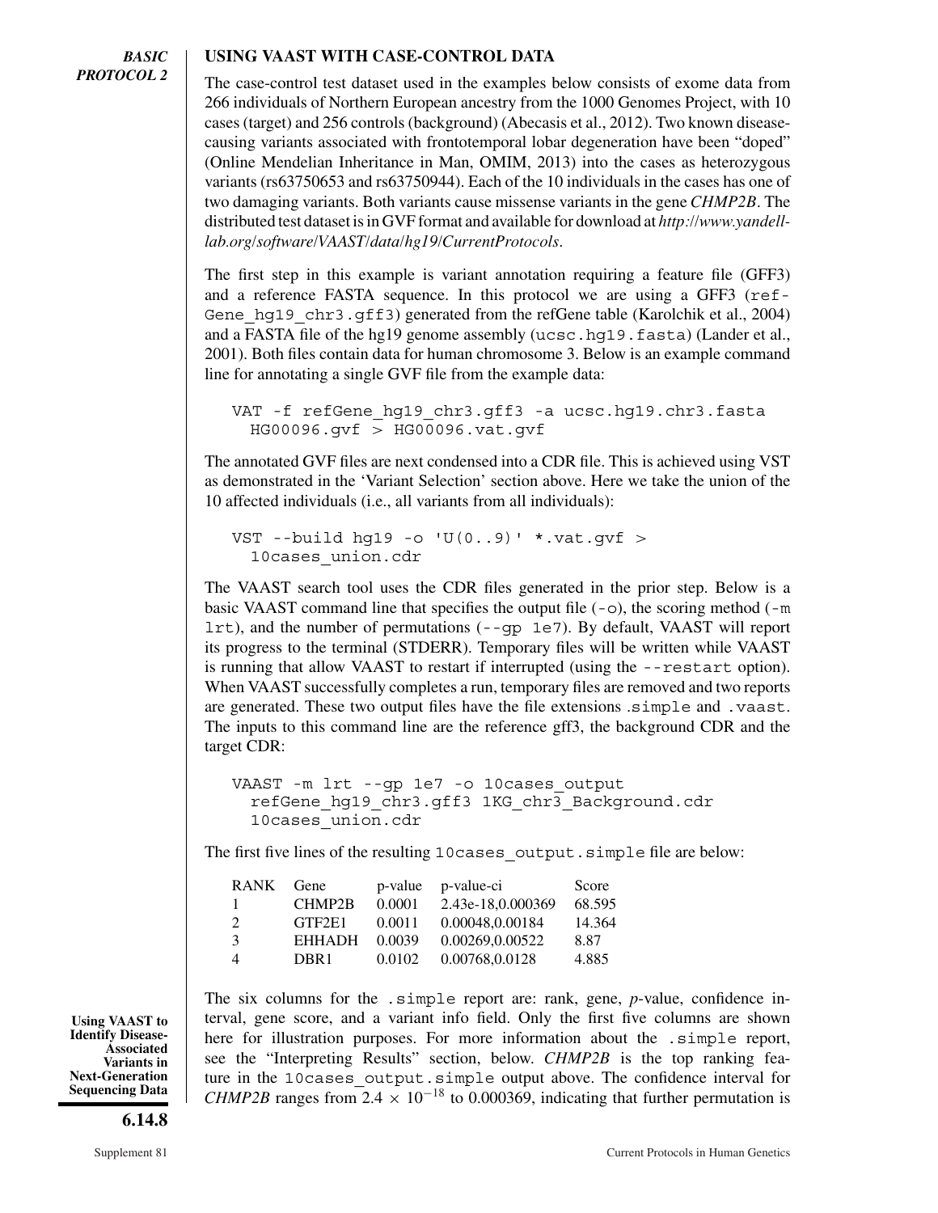**BASIC PROTOCOL 2**

## USING VAAST WITH CASE-CONTROL DATA

The case-control test dataset used in the examples below consists of exome data from 266 individuals of Northern European ancestry from the 1000 Genomes Project, with 10 cases (target) and 256 controls (background) (Abecasis et al., 2012). Two known disease-causing variants associated with frontotemporal lobar degeneration have been "doped" (Online Mendelian Inheritance in Man, OMIM, 2013) into the cases as heterozygous variants (rs63750653 and rs63750944). Each of the 10 individuals in the cases has one of two damaging variants. Both variants cause missense variants in the gene *CHMP2B*. The distributed test dataset is in GVF format and available for download at *http://www.yandell-lab.org/software/VAAST/data/hg19/CurrentProtocols*.

The first step in this example is variant annotation requiring a feature file (GFF3) and a reference FASTA sequence. In this protocol we are using a GFF3 (`refGene_hg19_chr3.gff3`) generated from the refGene table (Karolchik et al., 2004) and a FASTA file of the hg19 genome assembly (`ucsc.hg19.fasta`) (Lander et al., 2001). Both files contain data for human chromosome 3. Below is an example command line for annotating a single GVF file from the example data:

```
VAT -f refGene_hg19_chr3.gff3 -a ucsc.hg19.chr3.fasta
  HG00096.gvf > HG00096.vat.gvf
```

The annotated GVF files are next condensed into a CDR file. This is achieved using VST as demonstrated in the 'Variant Selection' section above. Here we take the union of the 10 affected individuals (i.e., all variants from all individuals):

```
VST --build hg19 -o 'U(0..9)' *.vat.gvf >
  10cases_union.cdr
```

The VAAST search tool uses the CDR files generated in the prior step. Below is a basic VAAST command line that specifies the output file (`-o`), the scoring method (`-m lrt`), and the number of permutations (`--gp 1e7`). By default, VAAST will report its progress to the terminal (STDERR). Temporary files will be written while VAAST is running that allow VAAST to restart if interrupted (using the `--restart` option). When VAAST successfully completes a run, temporary files are removed and two reports are generated. These two output files have the file extensions `.simple` and `.vaast`. The inputs to this command line are the reference gff3, the background CDR and the target CDR:

```
VAAST -m lrt --gp 1e7 -o 10cases_output
  refGene_hg19_chr3.gff3 1KG_chr3_Background.cdr
  10cases_union.cdr
```

The first five lines of the resulting `10cases_output.simple` file are below:

| RANK | Gene | p-value | p-value-ci | Score |
|---|---|---|---|---|
| 1 | CHMP2B | 0.0001 | 2.43e-18,0.000369 | 68.595 |
| 2 | GTF2E1 | 0.0011 | 0.00048,0.00184 | 14.364 |
| 3 | EHHADH | 0.0039 | 0.00269,0.00522 | 8.87 |
| 4 | DBR1 | 0.0102 | 0.00768,0.0128 | 4.885 |

The six columns for the `.simple` report are: rank, gene, *p*-value, confidence interval, gene score, and a variant info field. Only the first five columns are shown here for illustration purposes. For more information about the `.simple` report, see the "Interpreting Results" section, below. *CHMP2B* is the top ranking feature in the `10cases_output.simple` output above. The confidence interval for *CHMP2B* ranges from $2.4 \times 10^{-18}$ to 0.000369, indicating that further permutation is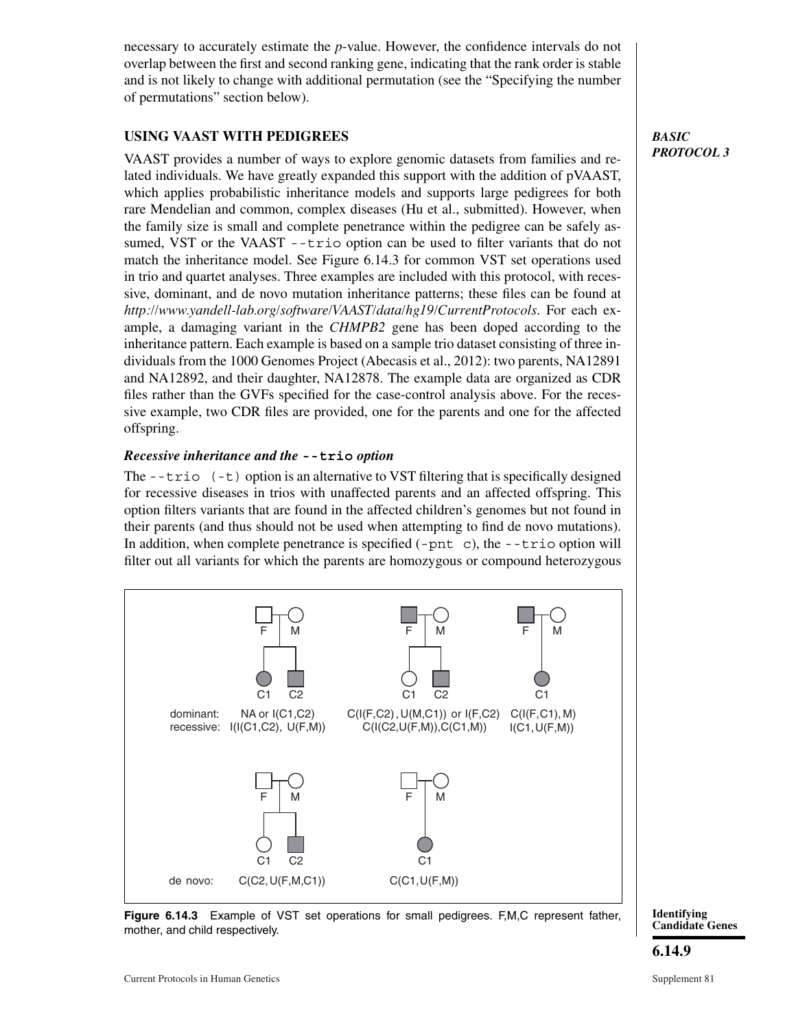necessary to accurately estimate the *p*-value. However, the confidence intervals do not overlap between the first and second ranking gene, indicating that the rank order is stable and is not likely to change with additional permutation (see the "Specifying the number of permutations" section below).

## USING VAAST WITH PEDIGREES

***BASIC PROTOCOL 3***

VAAST provides a number of ways to explore genomic datasets from families and related individuals. We have greatly expanded this support with the addition of pVAAST, which applies probabilistic inheritance models and supports large pedigrees for both rare Mendelian and common, complex diseases (Hu et al., submitted). However, when the family size is small and complete penetrance within the pedigree can be safely assumed, VST or the VAAST `--trio` option can be used to filter variants that do not match the inheritance model. See Figure 6.14.3 for common VST set operations used in trio and quartet analyses. Three examples are included with this protocol, with recessive, dominant, and de novo mutation inheritance patterns; these files can be found at *http://www.yandell-lab.org/software/VAAST/data/hg19/CurrentProtocols*. For each example, a damaging variant in the *CHMPB2* gene has been doped according to the inheritance pattern. Each example is based on a sample trio dataset consisting of three individuals from the 1000 Genomes Project (Abecasis et al., 2012): two parents, NA12891 and NA12892, and their daughter, NA12878. The example data are organized as CDR files rather than the GVFs specified for the case-control analysis above. For the recessive example, two CDR files are provided, one for the parents and one for the affected offspring.

### *Recessive inheritance and the* **--trio** *option*

The `--trio (-t)` option is an alternative to VST filtering that is specifically designed for recessive diseases in trios with unaffected parents and an affected offspring. This option filters variants that are found in the affected children's genomes but not found in their parents (and thus should not be used when attempting to find de novo mutations). In addition, when complete penetrance is specified (`-pnt c`), the `--trio` option will filter out all variants for which the parents are homozygous or compound heterozygous

| | F, M; C1, C2 (both affected) | F (affected), M; C1, C2 (affected) | F (affected), M; C1 (affected) |
|---|---|---|---|
| dominant: | NA or I(C1,C2) | C(I(F,C2), U(M,C1)) or I(F,C2) | C(I(F,C1), M) |
| recessive: | I(I(C1,C2), U(F,M)) | C(I(C2,U(F,M)),C(C1,M)) | I(C1,U(F,M)) |

| | F, M; C1, C2 (affected) | F, M; C1 (affected) |
|---|---|---|
| de novo: | C(C2, U(F,M,C1)) | C(C1, U(F,M)) |

**Figure 6.14.3** Example of VST set operations for small pedigrees. F,M,C represent father, mother, and child respectively.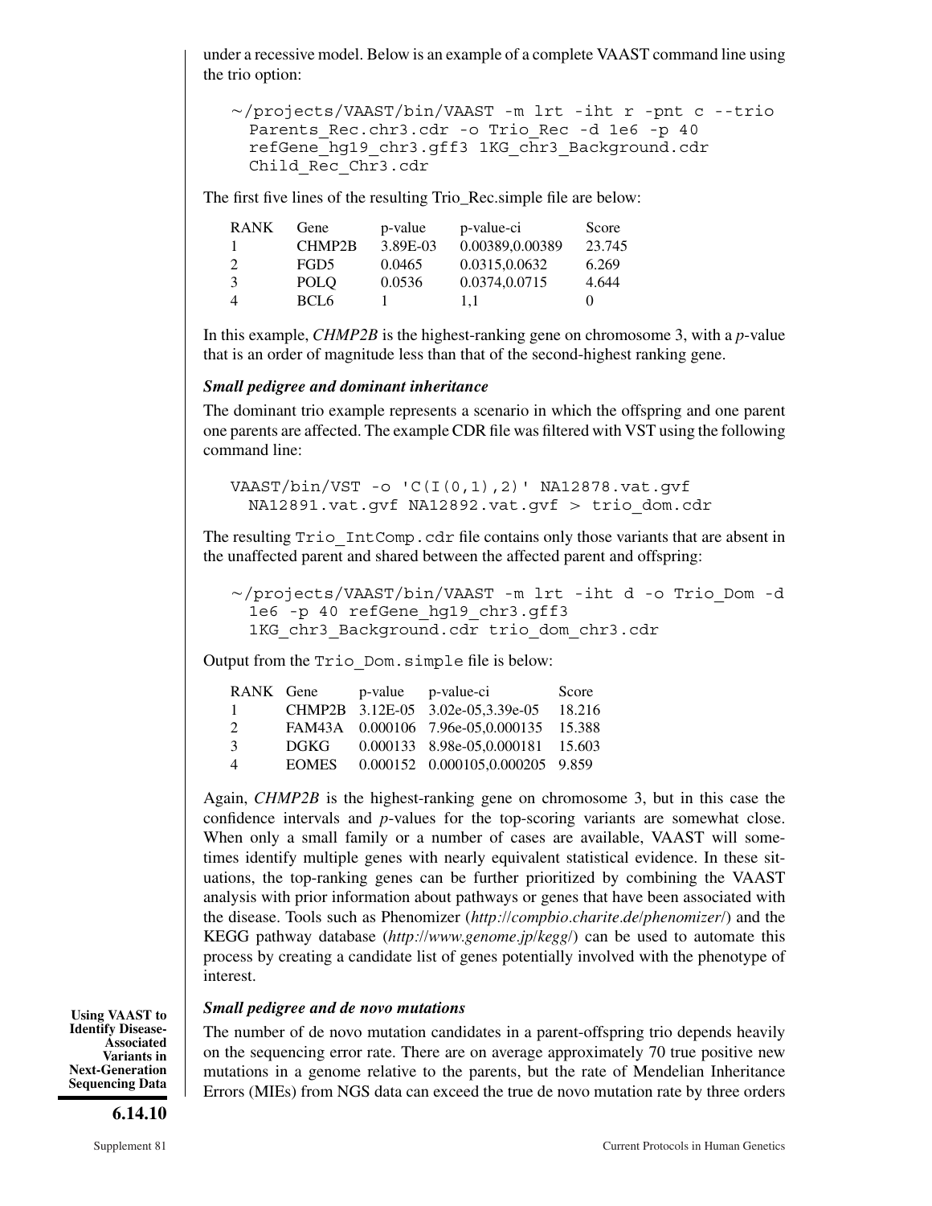under a recessive model. Below is an example of a complete VAAST command line using the trio option:

```
~/projects/VAAST/bin/VAAST -m lrt -iht r -pnt c --trio
  Parents_Rec.chr3.cdr -o Trio_Rec -d 1e6 -p 40
  refGene_hg19_chr3.gff3 1KG_chr3_Background.cdr
  Child_Rec_Chr3.cdr
```

The first five lines of the resulting Trio_Rec.simple file are below:

| RANK | Gene | p-value | p-value-ci | Score |
|---|---|---|---|---|
| 1 | CHMP2B | 3.89E-03 | 0.00389,0.00389 | 23.745 |
| 2 | FGD5 | 0.0465 | 0.0315,0.0632 | 6.269 |
| 3 | POLQ | 0.0536 | 0.0374,0.0715 | 4.644 |
| 4 | BCL6 | 1 | 1,1 | 0 |

In this example, *CHMP2B* is the highest-ranking gene on chromosome 3, with a *p*-value that is an order of magnitude less than that of the second-highest ranking gene.

### *Small pedigree and dominant inheritance*

The dominant trio example represents a scenario in which the offspring and one parent one parents are affected. The example CDR file was filtered with VST using the following command line:

```
VAAST/bin/VST -o 'C(I(0,1),2)' NA12878.vat.gvf
  NA12891.vat.gvf NA12892.vat.gvf > trio_dom.cdr
```

The resulting `Trio_IntComp.cdr` file contains only those variants that are absent in the unaffected parent and shared between the affected parent and offspring:

```
~/projects/VAAST/bin/VAAST -m lrt -iht d -o Trio_Dom -d
  1e6 -p 40 refGene_hg19_chr3.gff3
  1KG_chr3_Background.cdr trio_dom_chr3.cdr
```

Output from the `Trio_Dom.simple` file is below:

| RANK | Gene | p-value | p-value-ci | Score |
|---|---|---|---|---|
| 1 | CHMP2B | 3.12E-05 | 3.02e-05,3.39e-05 | 18.216 |
| 2 | FAM43A | 0.000106 | 7.96e-05,0.000135 | 15.388 |
| 3 | DGKG | 0.000133 | 8.98e-05,0.000181 | 15.603 |
| 4 | EOMES | 0.000152 | 0.000105,0.000205 | 9.859 |

Again, *CHMP2B* is the highest-ranking gene on chromosome 3, but in this case the confidence intervals and *p*-values for the top-scoring variants are somewhat close. When only a small family or a number of cases are available, VAAST will sometimes identify multiple genes with nearly equivalent statistical evidence. In these situations, the top-ranking genes can be further prioritized by combining the VAAST analysis with prior information about pathways or genes that have been associated with the disease. Tools such as Phenomizer (*http://compbio.charite.de/phenomizer/*) and the KEGG pathway database (*http://www.genome.jp/kegg/*) can be used to automate this process by creating a candidate list of genes potentially involved with the phenotype of interest.

### *Small pedigree and de novo mutations*

The number of de novo mutation candidates in a parent-offspring trio depends heavily on the sequencing error rate. There are on average approximately 70 true positive new mutations in a genome relative to the parents, but the rate of Mendelian Inheritance Errors (MIEs) from NGS data can exceed the true de novo mutation rate by three orders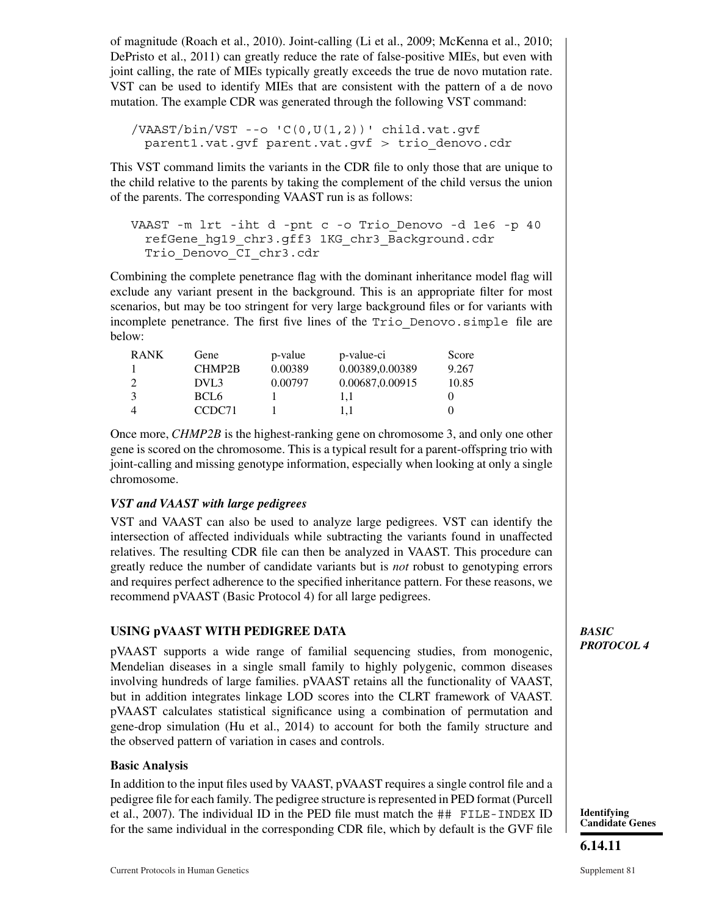of magnitude (Roach et al., 2010). Joint-calling (Li et al., 2009; McKenna et al., 2010; DePristo et al., 2011) can greatly reduce the rate of false-positive MIEs, but even with joint calling, the rate of MIEs typically greatly exceeds the true de novo mutation rate. VST can be used to identify MIEs that are consistent with the pattern of a de novo mutation. The example CDR was generated through the following VST command:

```
/VAAST/bin/VST --o 'C(0,U(1,2))' child.vat.gvf
  parent1.vat.gvf parent.vat.gvf > trio_denovo.cdr
```

This VST command limits the variants in the CDR file to only those that are unique to the child relative to the parents by taking the complement of the child versus the union of the parents. The corresponding VAAST run is as follows:

```
VAAST -m lrt -iht d -pnt c -o Trio_Denovo -d 1e6 -p 40
  refGene_hg19_chr3.gff3 1KG_chr3_Background.cdr
  Trio_Denovo_CI_chr3.cdr
```

Combining the complete penetrance flag with the dominant inheritance model flag will exclude any variant present in the background. This is an appropriate filter for most scenarios, but may be too stringent for very large background files or for variants with incomplete penetrance. The first five lines of the `Trio_Denovo.simple` file are below:

| RANK | Gene | p-value | p-value-ci | Score |
|---|---|---|---|---|
| 1 | CHMP2B | 0.00389 | 0.00389,0.00389 | 9.267 |
| 2 | DVL3 | 0.00797 | 0.00687,0.00915 | 10.85 |
| 3 | BCL6 | 1 | 1,1 | 0 |
| 4 | CCDC71 | 1 | 1,1 | 0 |

Once more, *CHMP2B* is the highest-ranking gene on chromosome 3, and only one other gene is scored on the chromosome. This is a typical result for a parent-offspring trio with joint-calling and missing genotype information, especially when looking at only a single chromosome.

### *VST and VAAST with large pedigrees*

VST and VAAST can also be used to analyze large pedigrees. VST can identify the intersection of affected individuals while subtracting the variants found in unaffected relatives. The resulting CDR file can then be analyzed in VAAST. This procedure can greatly reduce the number of candidate variants but is *not* robust to genotyping errors and requires perfect adherence to the specified inheritance pattern. For these reasons, we recommend pVAAST (Basic Protocol 4) for all large pedigrees.

## USING pVAAST WITH PEDIGREE DATA

***BASIC PROTOCOL 4***

pVAAST supports a wide range of familial sequencing studies, from monogenic, Mendelian diseases in a single small family to highly polygenic, common diseases involving hundreds of large families. pVAAST retains all the functionality of VAAST, but in addition integrates linkage LOD scores into the CLRT framework of VAAST. pVAAST calculates statistical significance using a combination of permutation and gene-drop simulation (Hu et al., 2014) to account for both the family structure and the observed pattern of variation in cases and controls.

### Basic Analysis

In addition to the input files used by VAAST, pVAAST requires a single control file and a pedigree file for each family. The pedigree structure is represented in PED format (Purcell et al., 2007). The individual ID in the PED file must match the `## FILE-INDEX` ID for the same individual in the corresponding CDR file, which by default is the GVF file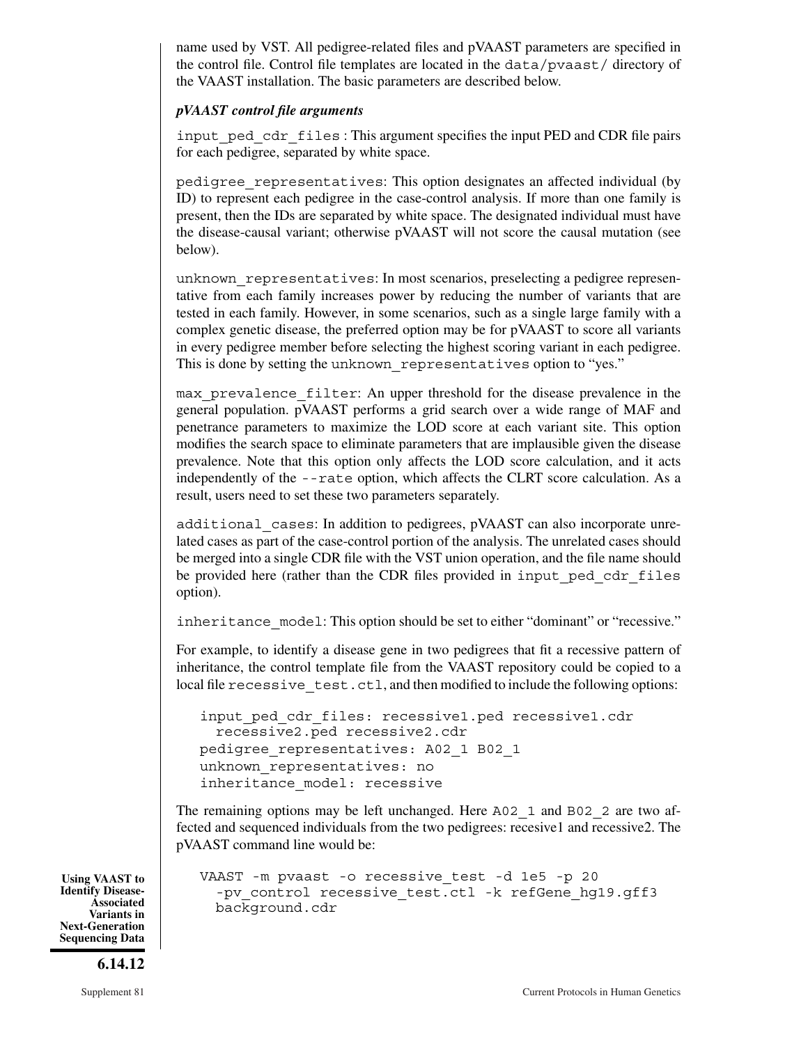name used by VST. All pedigree-related files and pVAAST parameters are specified in the control file. Control file templates are located in the `data/pvaast/` directory of the VAAST installation. The basic parameters are described below.

### *pVAAST control file arguments*

`input_ped_cdr_files` : This argument specifies the input PED and CDR file pairs for each pedigree, separated by white space.

`pedigree_representatives`: This option designates an affected individual (by ID) to represent each pedigree in the case-control analysis. If more than one family is present, then the IDs are separated by white space. The designated individual must have the disease-causal variant; otherwise pVAAST will not score the causal mutation (see below).

`unknown_representatives`: In most scenarios, preselecting a pedigree representative from each family increases power by reducing the number of variants that are tested in each family. However, in some scenarios, such as a single large family with a complex genetic disease, the preferred option may be for pVAAST to score all variants in every pedigree member before selecting the highest scoring variant in each pedigree. This is done by setting the `unknown_representatives` option to "yes."

`max_prevalence_filter`: An upper threshold for the disease prevalence in the general population. pVAAST performs a grid search over a wide range of MAF and penetrance parameters to maximize the LOD score at each variant site. This option modifies the search space to eliminate parameters that are implausible given the disease prevalence. Note that this option only affects the LOD score calculation, and it acts independently of the `--rate` option, which affects the CLRT score calculation. As a result, users need to set these two parameters separately.

`additional_cases`: In addition to pedigrees, pVAAST can also incorporate unrelated cases as part of the case-control portion of the analysis. The unrelated cases should be merged into a single CDR file with the VST union operation, and the file name should be provided here (rather than the CDR files provided in `input_ped_cdr_files` option).

`inheritance_model`: This option should be set to either "dominant" or "recessive."

For example, to identify a disease gene in two pedigrees that fit a recessive pattern of inheritance, the control template file from the VAAST repository could be copied to a local file `recessive_test.ctl`, and then modified to include the following options:

```
input_ped_cdr_files: recessive1.ped recessive1.cdr
  recessive2.ped recessive2.cdr
pedigree_representatives: A02_1 B02_1
unknown_representatives: no
inheritance_model: recessive
```

The remaining options may be left unchanged. Here `A02_1` and `B02_2` are two affected and sequenced individuals from the two pedigrees: recesive1 and recessive2. The pVAAST command line would be:

```
VAAST -m pvaast -o recessive_test -d 1e5 -p 20
  -pv_control recessive_test.ctl -k refGene_hg19.gff3
  background.cdr
```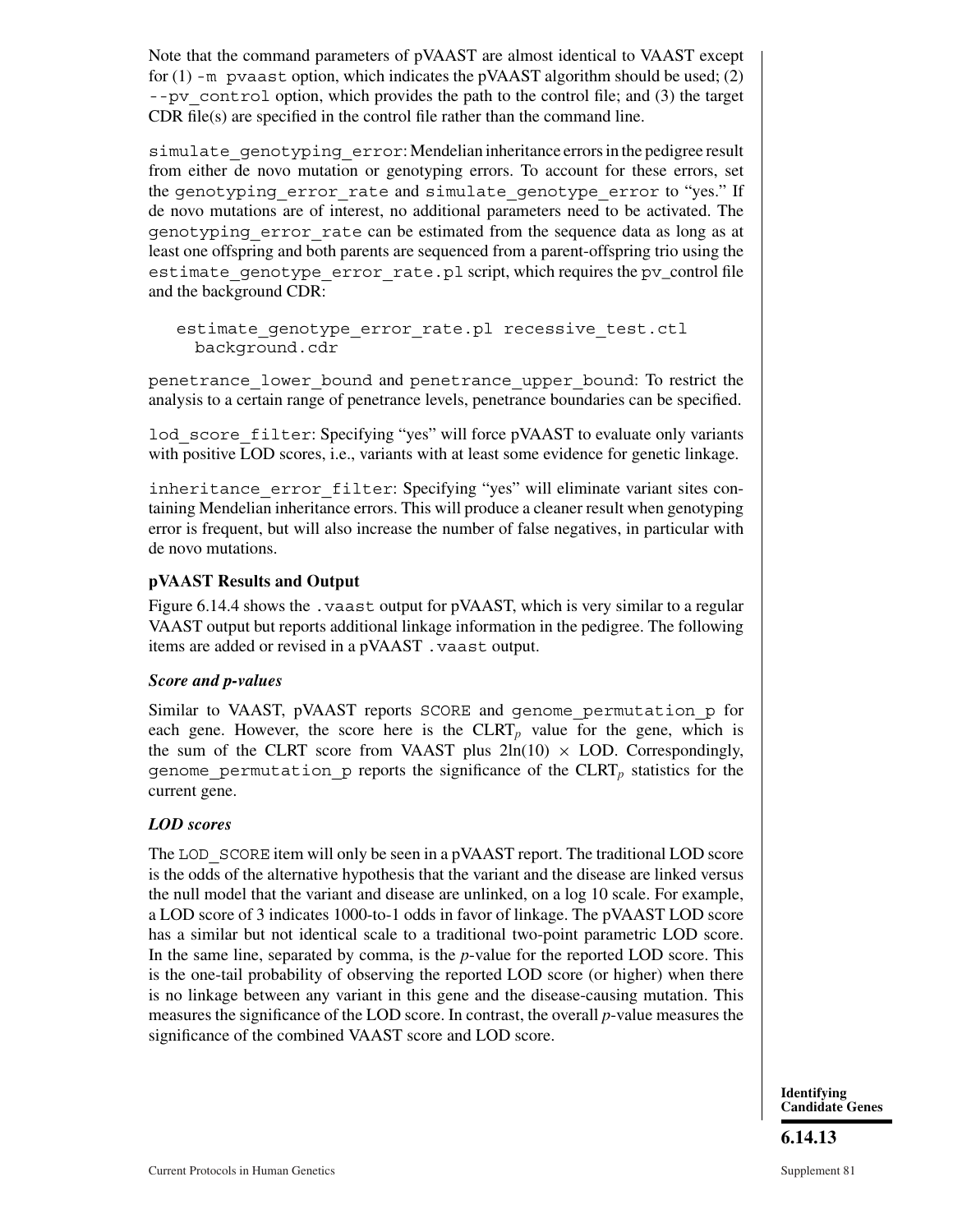Note that the command parameters of pVAAST are almost identical to VAAST except for (1) `-m pvaast` option, which indicates the pVAAST algorithm should be used; (2) `--pv_control` option, which provides the path to the control file; and (3) the target CDR file(s) are specified in the control file rather than the command line.

`simulate_genotyping_error`: Mendelian inheritance errors in the pedigree result from either de novo mutation or genotyping errors. To account for these errors, set the `genotyping_error_rate` and `simulate_genotype_error` to "yes." If de novo mutations are of interest, no additional parameters need to be activated. The `genotyping_error_rate` can be estimated from the sequence data as long as at least one offspring and both parents are sequenced from a parent-offspring trio using the `estimate_genotype_error_rate.pl` script, which requires the pv_control file and the background CDR:

```
estimate_genotype_error_rate.pl recessive_test.ctl
  background.cdr
```

`penetrance_lower_bound` and `penetrance_upper_bound`: To restrict the analysis to a certain range of penetrance levels, penetrance boundaries can be specified.

`lod_score_filter`: Specifying "yes" will force pVAAST to evaluate only variants with positive LOD scores, i.e., variants with at least some evidence for genetic linkage.

`inheritance_error_filter`: Specifying "yes" will eliminate variant sites containing Mendelian inheritance errors. This will produce a cleaner result when genotyping error is frequent, but will also increase the number of false negatives, in particular with de novo mutations.

### pVAAST Results and Output

Figure 6.14.4 shows the `.vaast` output for pVAAST, which is very similar to a regular VAAST output but reports additional linkage information in the pedigree. The following items are added or revised in a pVAAST `.vaast` output.

#### *Score and p-values*

Similar to VAAST, pVAAST reports `SCORE` and `genome_permutation_p` for each gene. However, the score here is the $CLRT_p$ value for the gene, which is the sum of the CLRT score from VAAST plus $2\ln(10) \times$ LOD. Correspondingly, `genome_permutation_p` reports the significance of the $CLRT_p$ statistics for the current gene.

#### *LOD scores*

The `LOD_SCORE` item will only be seen in a pVAAST report. The traditional LOD score is the odds of the alternative hypothesis that the variant and the disease are linked versus the null model that the variant and disease are unlinked, on a log 10 scale. For example, a LOD score of 3 indicates 1000-to-1 odds in favor of linkage. The pVAAST LOD score has a similar but not identical scale to a traditional two-point parametric LOD score. In the same line, separated by comma, is the *p*-value for the reported LOD score. This is the one-tail probability of observing the reported LOD score (or higher) when there is no linkage between any variant in this gene and the disease-causing mutation. This measures the significance of the LOD score. In contrast, the overall *p*-value measures the significance of the combined VAAST score and LOD score.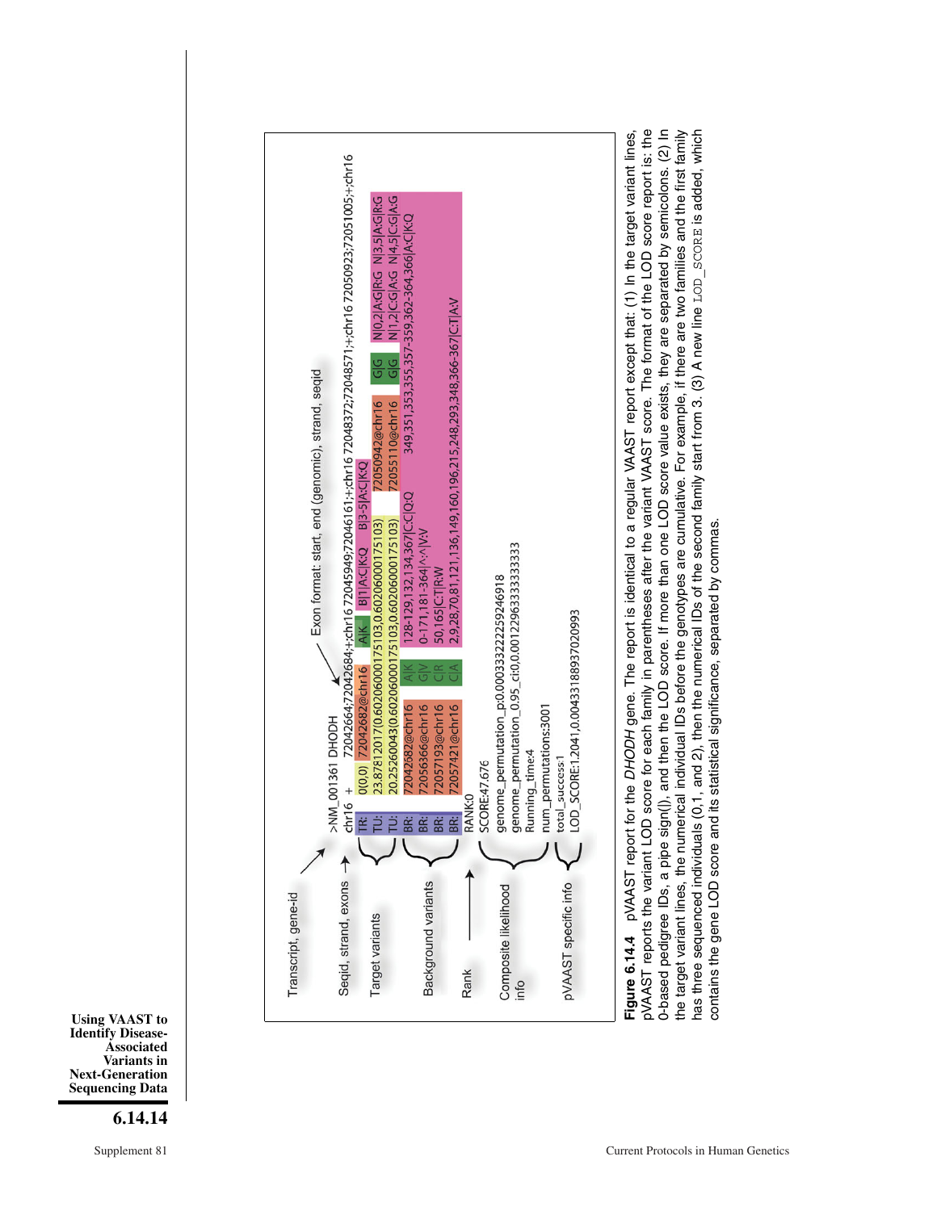```
>NM_001361 DHODH
chr16  +  72042664;72042684;+;chr16 72045949;72046161;+;chr16 72048372;72048571;+;chr16 72050923;72051005;+;chr16
TR:  0(0,0)  72042682@chr16
TU:  23.8781201(0.6020600175103,0.6020600175103)  A|K  B|1|A:C|K:Q  B|3-5|A:C|K:Q  72050942@chr16  G|G  N|0,2|A:G|R:G  N|3,5|A:G|R:G
TU:  20.2526004(0.6020600175103,0.6020600175103)  72055110@chr16  G|G  N|1,2|C:G|A:G  N|4,5|C:G|A:G
BR:  72042682@chr16  A|K  128-129,132,134,367|C:C|Q:Q
BR:  72056366@chr16  G|V  0-171,181-364|A:A|V:V
BR:  72057193@chr16  C|R  50,165|C:T|R:W
BR:  72057421@chr16  C|A  2,9,28,70,81,121,136,149,160,196,215,248,293,348,366-367|C:T|A:V  349,351,353,355,357-359,362-364,366|A:C|K:Q
RANK:0
SCORE:47.676
genome_permutation_p:0.000333222259246918
genome_permutation_0.95_ci:0,0.00122963333333333
Running_time:4
num_permutations:3001
total_success:1
LOD_SCORE:1.2041,0.00433188937020993
```

Labels: Transcript, gene-id; Seqid, strand, exons; Exon format: start, end (genomic), strand, seqid; Target variants; Background variants; Rank; Composite likelihood info; pVAAST specific info

**Figure 6.14.4** pVAAST report for the *DHODH* gene. The report is identical to a regular VAAST report except that: (1) In the target variant lines, pVAAST reports the variant LOD score for each family in parentheses after the variant VAAST score. The format of the LOD score report is: the 0-based pedigree IDs, a pipe sign(|), and then the LOD score. If more than one LOD score value exists, they are separated by semicolons. (2) In the target variant lines, the numerical individual IDs before the genotypes are cumulative. For example, if there are two families and the first family has three sequenced individuals (0,1, and 2), then the numerical IDs of the second family start from 3. (3) A new line `LOD_SCORE` is added, which contains the gene LOD score and its statistical significance, separated by commas.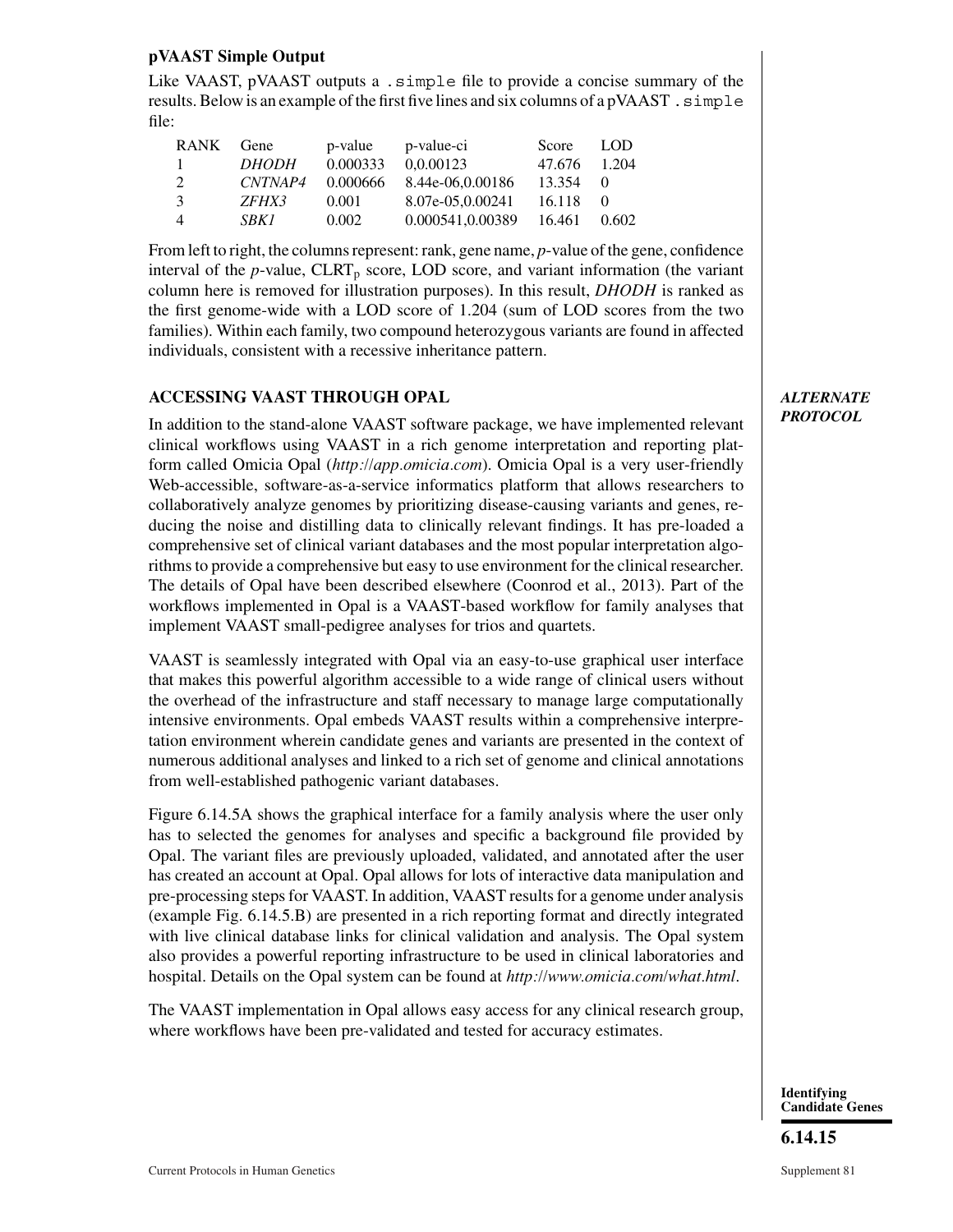### pVAAST Simple Output

Like VAAST, pVAAST outputs a `.simple` file to provide a concise summary of the results. Below is an example of the first five lines and six columns of a pVAAST `.simple` file:

| RANK | Gene | p-value | p-value-ci | Score | LOD |
|---|---|---|---|---|---|
| 1 | *DHODH* | 0.000333 | 0,0.00123 | 47.676 | 1.204 |
| 2 | *CNTNAP4* | 0.000666 | 8.44e-06,0.00186 | 13.354 | 0 |
| 3 | *ZFHX3* | 0.001 | 8.07e-05,0.00241 | 16.118 | 0 |
| 4 | *SBK1* | 0.002 | 0.000541,0.00389 | 16.461 | 0.602 |

From left to right, the columns represent: rank, gene name, *p*-value of the gene, confidence interval of the *p*-value, $CLRT_p$ score, LOD score, and variant information (the variant column here is removed for illustration purposes). In this result, *DHODH* is ranked as the first genome-wide with a LOD score of 1.204 (sum of LOD scores from the two families). Within each family, two compound heterozygous variants are found in affected individuals, consistent with a recessive inheritance pattern.

## ACCESSING VAAST THROUGH OPAL

*ALTERNATE PROTOCOL*

In addition to the stand-alone VAAST software package, we have implemented relevant clinical workflows using VAAST in a rich genome interpretation and reporting platform called Omicia Opal (*http://app.omicia.com*). Omicia Opal is a very user-friendly Web-accessible, software-as-a-service informatics platform that allows researchers to collaboratively analyze genomes by prioritizing disease-causing variants and genes, reducing the noise and distilling data to clinically relevant findings. It has pre-loaded a comprehensive set of clinical variant databases and the most popular interpretation algorithms to provide a comprehensive but easy to use environment for the clinical researcher. The details of Opal have been described elsewhere (Coonrod et al., 2013). Part of the workflows implemented in Opal is a VAAST-based workflow for family analyses that implement VAAST small-pedigree analyses for trios and quartets.

VAAST is seamlessly integrated with Opal via an easy-to-use graphical user interface that makes this powerful algorithm accessible to a wide range of clinical users without the overhead of the infrastructure and staff necessary to manage large computationally intensive environments. Opal embeds VAAST results within a comprehensive interpretation environment wherein candidate genes and variants are presented in the context of numerous additional analyses and linked to a rich set of genome and clinical annotations from well-established pathogenic variant databases.

Figure 6.14.5A shows the graphical interface for a family analysis where the user only has to selected the genomes for analyses and specific a background file provided by Opal. The variant files are previously uploaded, validated, and annotated after the user has created an account at Opal. Opal allows for lots of interactive data manipulation and pre-processing steps for VAAST. In addition, VAAST results for a genome under analysis (example Fig. 6.14.5.B) are presented in a rich reporting format and directly integrated with live clinical database links for clinical validation and analysis. The Opal system also provides a powerful reporting infrastructure to be used in clinical laboratories and hospital. Details on the Opal system can be found at *http://www.omicia.com/what.html*.

The VAAST implementation in Opal allows easy access for any clinical research group, where workflows have been pre-validated and tested for accuracy estimates.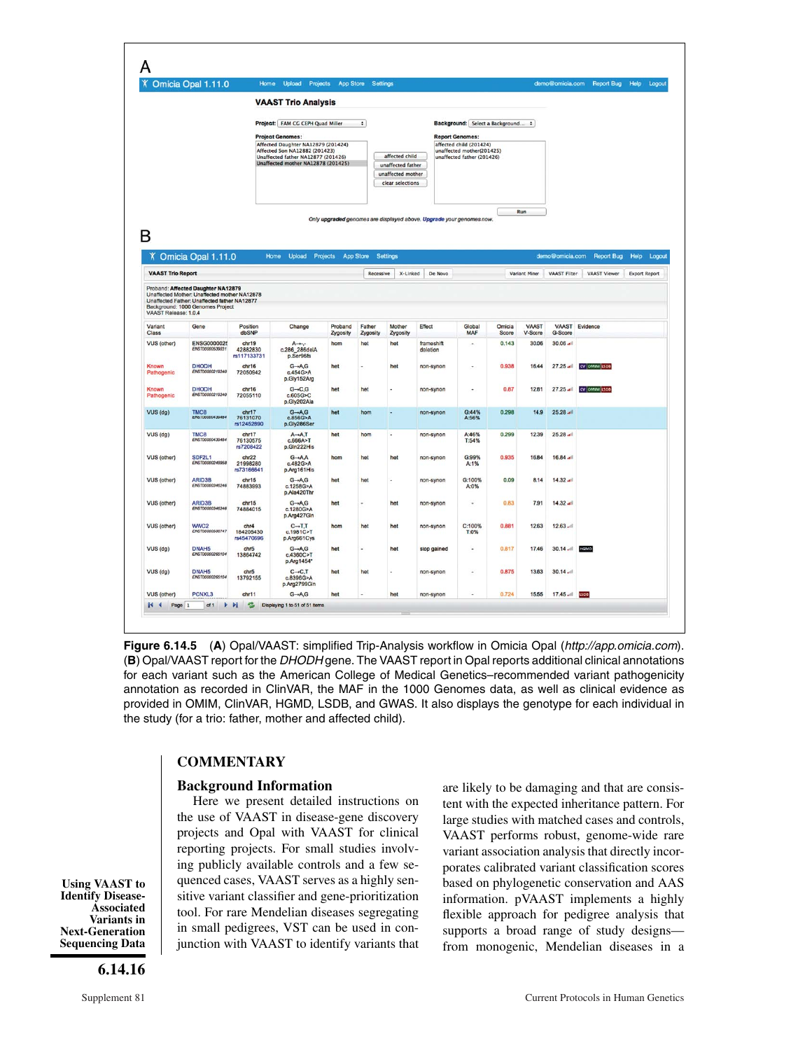**Figure 6.14.5** (**A**) Opal/VAAST: simplified Trip-Analysis workflow in Omicia Opal (*http://app.omicia.com*). (**B**) Opal/VAAST report for the *DHODH* gene. The VAAST report in Opal reports additional clinical annotations for each variant such as the American College of Medical Genetics–recommended variant pathogenicity annotation as recorded in ClinVAR, the MAF in the 1000 Genomes data, as well as clinical evidence as provided in OMIM, ClinVAR, HGMD, LSDB, and GWAS. It also displays the genotype for each individual in the study (for a trio: father, mother and affected child).

## COMMENTARY

### Background Information

Here we present detailed instructions on the use of VAAST in disease-gene discovery projects and Opal with VAAST for clinical reporting projects. For small studies involving publicly available controls and a few sequenced cases, VAAST serves as a highly sensitive variant classifier and gene-prioritization tool. For rare Mendelian diseases segregating in small pedigrees, VST can be used in conjunction with VAAST to identify variants that are likely to be damaging and that are consistent with the expected inheritance pattern. For large studies with matched cases and controls, VAAST performs robust, genome-wide rare variant association analysis that directly incorporates calibrated variant classification scores based on phylogenetic conservation and AAS information. pVAAST implements a highly flexible approach for pedigree analysis that supports a broad range of study designs—from monogenic, Mendelian diseases in a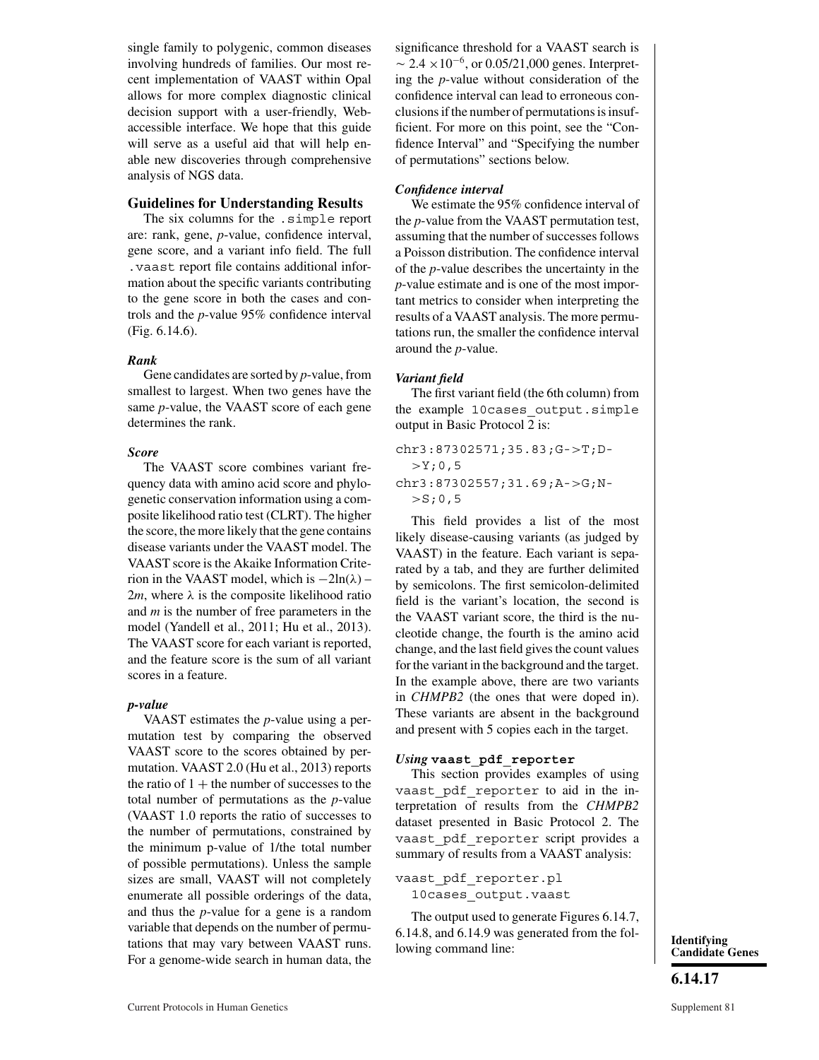single family to polygenic, common diseases involving hundreds of families. Our most recent implementation of VAAST within Opal allows for more complex diagnostic clinical decision support with a user-friendly, Web-accessible interface. We hope that this guide will serve as a useful aid that will help enable new discoveries through comprehensive analysis of NGS data.

## Guidelines for Understanding Results

The six columns for the `.simple` report are: rank, gene, *p*-value, confidence interval, gene score, and a variant info field. The full `.vaast` report file contains additional information about the specific variants contributing to the gene score in both the cases and controls and the *p*-value 95% confidence interval (Fig. 6.14.6).

### *Rank*

Gene candidates are sorted by *p*-value, from smallest to largest. When two genes have the same *p*-value, the VAAST score of each gene determines the rank.

### *Score*

The VAAST score combines variant frequency data with amino acid score and phylogenetic conservation information using a composite likelihood ratio test (CLRT). The higher the score, the more likely that the gene contains disease variants under the VAAST model. The VAAST score is the Akaike Information Criterion in the VAAST model, which is $-2\ln(\lambda) - 2m$, where $\lambda$ is the composite likelihood ratio and $m$ is the number of free parameters in the model (Yandell et al., 2011; Hu et al., 2013). The VAAST score for each variant is reported, and the feature score is the sum of all variant scores in a feature.

### *p-value*

VAAST estimates the *p*-value using a permutation test by comparing the observed VAAST score to the scores obtained by permutation. VAAST 2.0 (Hu et al., 2013) reports the ratio of 1 + the number of successes to the total number of permutations as the *p*-value (VAAST 1.0 reports the ratio of successes to the number of permutations, constrained by the minimum p-value of 1/the total number of possible permutations). Unless the sample sizes are small, VAAST will not completely enumerate all possible orderings of the data, and thus the *p*-value for a gene is a random variable that depends on the number of permutations that may vary between VAAST runs. For a genome-wide search in human data, the significance threshold for a VAAST search is $\sim 2.4 \times 10^{-6}$, or 0.05/21,000 genes. Interpreting the *p*-value without consideration of the confidence interval can lead to erroneous conclusions if the number of permutations is insufficient. For more on this point, see the "Confidence Interval" and "Specifying the number of permutations" sections below.

### *Confidence interval*

We estimate the 95% confidence interval of the *p*-value from the VAAST permutation test, assuming that the number of successes follows a Poisson distribution. The confidence interval of the *p*-value describes the uncertainty in the *p*-value estimate and is one of the most important metrics to consider when interpreting the results of a VAAST analysis. The more permutations run, the smaller the confidence interval around the *p*-value.

### *Variant field*

The first variant field (the 6th column) from the example `10cases_output.simple` output in Basic Protocol 2 is:

```
chr3:87302571;35.83;G->T;D->Y;0,5
chr3:87302557;31.69;A->G;N->S;0,5
```

This field provides a list of the most likely disease-causing variants (as judged by VAAST) in the feature. Each variant is separated by a tab, and they are further delimited by semicolons. The first semicolon-delimited field is the variant's location, the second is the VAAST variant score, the third is the nucleotide change, the fourth is the amino acid change, and the last field gives the count values for the variant in the background and the target. In the example above, there are two variants in *CHMPB2* (the ones that were doped in). These variants are absent in the background and present with 5 copies each in the target.

### *Using* `vaast_pdf_reporter`

This section provides examples of using `vaast_pdf_reporter` to aid in the interpretation of results from the *CHMPB2* dataset presented in Basic Protocol 2. The `vaast_pdf_reporter` script provides a summary of results from a VAAST analysis:

```
vaast_pdf_reporter.pl
  10cases_output.vaast
```

The output used to generate Figures 6.14.7, 6.14.8, and 6.14.9 was generated from the following command line: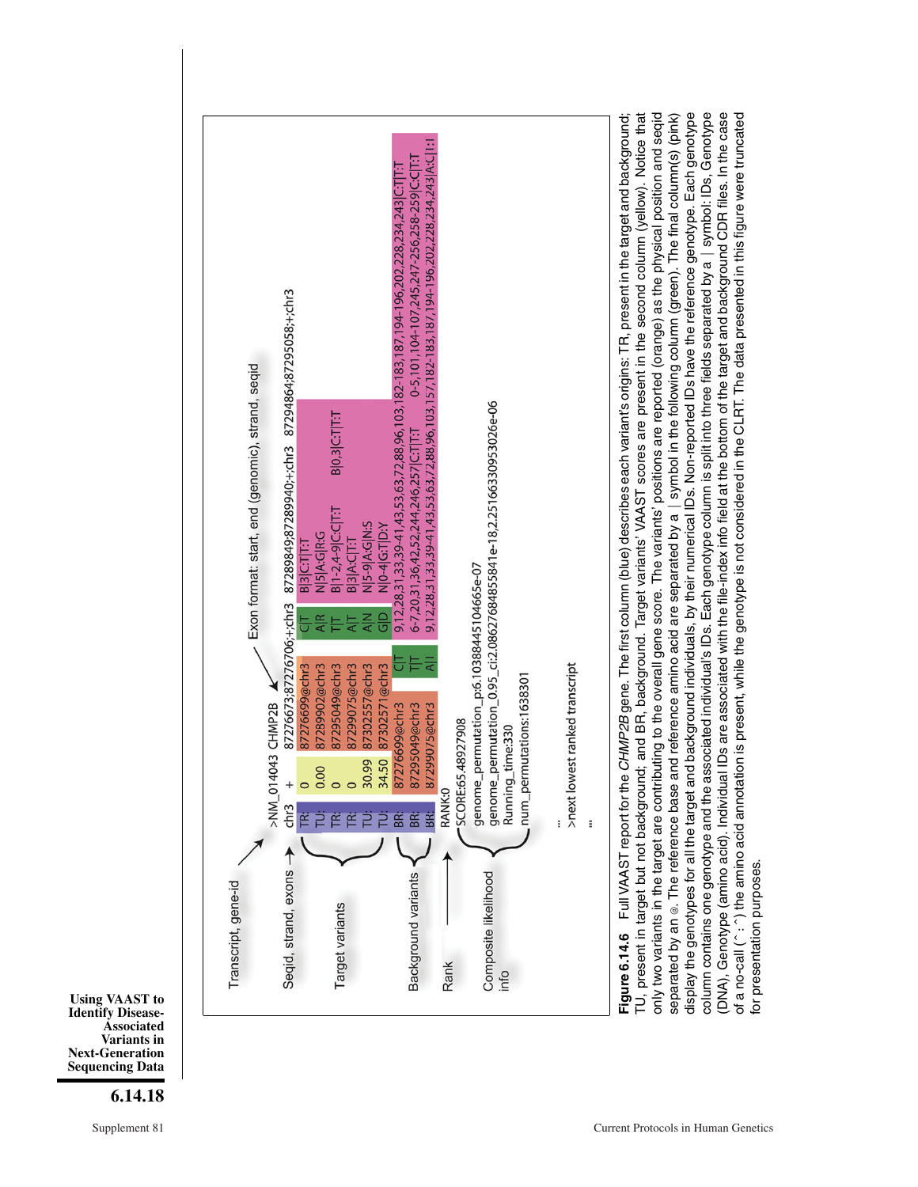```
Transcript, gene-id            >NM_014043 CHMP2B
Seqid, strand, exons      -->  chr3  +  87276673;87276706;+;chr3  87289849;87289940;+;chr3  87294864;87295058;+;chr3
                                           ^ Exon format: start, end (genomic), strand, seqid
Target variants                TR:  0      87276699@chr3  C|T  B|3|C:T|T:T
                               TU:  0.00   87289902@chr3  A|R  N|5|A:G|R:G
                               TR:  0      87295049@chr3  T|T  B|1-2,4-9|C:C|T:T     B|0,3|C:T|T:T
                               TR:  0      87299075@chr3  A|T  B|3|A:C|T:T
                               TU:  30.99  87302557@chr3  A|N  N|5-9|A:G|N:S
                               TU:  34.50  87302571@chr3  G|D  N|0-4|G:T|D:Y
Background variants            BR:  87276699@chr3  C|T  9,12,28,31,33,39-41,43,53,63,72,88,96,103,182-183,187,194-196,202,228,234,243|C:T|T:T
                               BR:  87295049@chr3  T|T  6-7,20,31,36,42,52,244,246,257|C:T|T:T   0-5,101,104-107,245,247-256,258-259|C:C|T:T
                               BR:  87299075@chr3  A|I  9,12,28,31,33,39-41,43,53,63,72,88,96,103,157,182-183,187,194-196,202,228,234,243|A:C|I:I
Rank                           RANK:0
Composite likelihood info      SCORE:65.48927908
                               genome_permutation_p:6.10388445104665e-07
                               genome_permutation_0.95_ci:2.08627684855841e-18,2.25166330953026e-06
                               Running_time:330
                               num_permutations:1638301
...
>next lowest ranked transcript
...
```

**Figure 6.14.6** Full VAAST report for the *CHMP2B* gene. The first column (blue) describes each variant's origins: TR, present in the target and background; TU, present in target but not background; and BR, background. Target variants' VAAST scores are present in the second column (yellow). Notice that only two variants in the target are contributing to the overall gene score. The variants' positions are reported (orange) as the physical position and seqid separated by an @. The reference base and reference amino acid are separated by a | symbol in the following column (green). The final column(s) (pink) display the genotypes for all the target and background individuals, by their numerical IDs. Non-reported IDs have the reference genotype. Each genotype column contains one genotype and the associated individual's IDs. Each genotype column is split into three fields separated by a | symbol: IDs, Genotype (DNA), Genotype (amino acid). Individual IDs are associated with the file-index info field at the bottom of the target and background CDR files. In the case of a no-call (^:^) the amino acid annotation is present, while the genotype is not considered in the CLRT. The data presented in this figure were truncated for presentation purposes.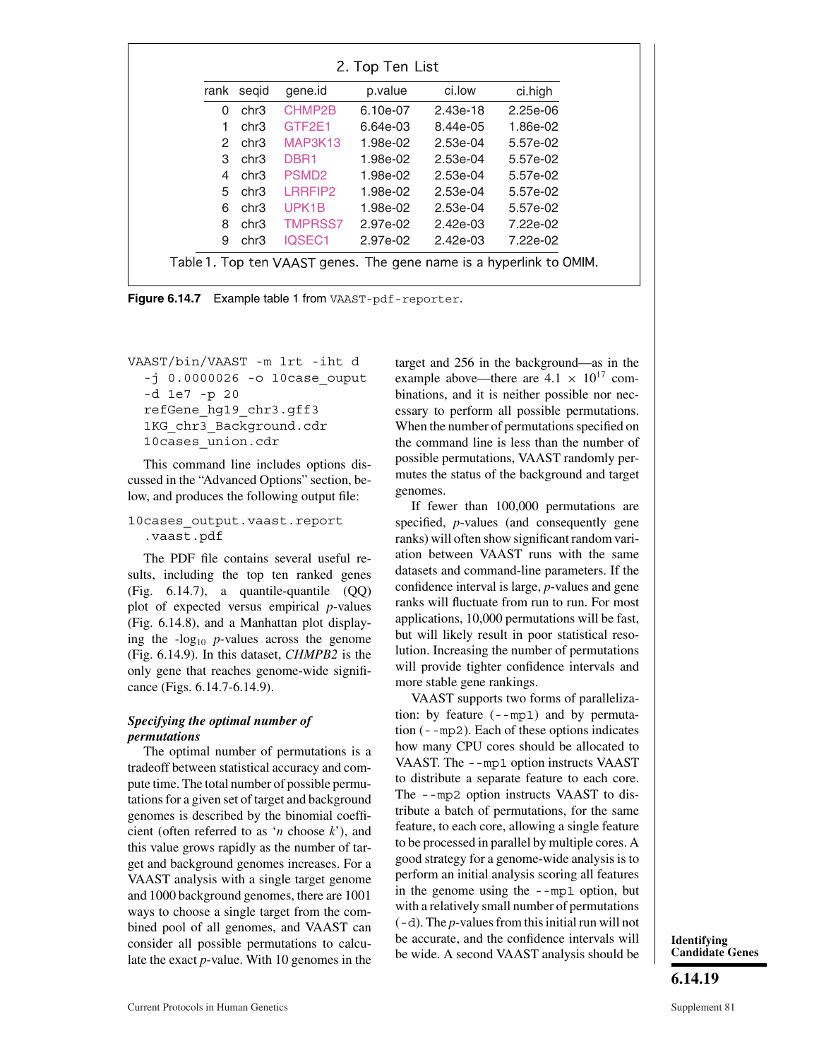**2. Top Ten List**

| rank | seqid | gene.id | p.value | ci.low | ci.high |
|---|---|---|---|---|---|
| 0 | chr3 | CHMP2B | 6.10e-07 | 2.43e-18 | 2.25e-06 |
| 1 | chr3 | GTF2E1 | 6.64e-03 | 8.44e-05 | 1.86e-02 |
| 2 | chr3 | MAP3K13 | 1.98e-02 | 2.53e-04 | 5.57e-02 |
| 3 | chr3 | DBR1 | 1.98e-02 | 2.53e-04 | 5.57e-02 |
| 4 | chr3 | PSMD2 | 1.98e-02 | 2.53e-04 | 5.57e-02 |
| 5 | chr3 | LRRFIP2 | 1.98e-02 | 2.53e-04 | 5.57e-02 |
| 6 | chr3 | UPK1B | 1.98e-02 | 2.53e-04 | 5.57e-02 |
| 8 | chr3 | TMPRSS7 | 2.97e-02 | 2.42e-03 | 7.22e-02 |
| 9 | chr3 | IQSEC1 | 2.97e-02 | 2.42e-03 | 7.22e-02 |

Table 1. Top ten VAAST genes. The gene name is a hyperlink to OMIM.

**Figure 6.14.7** Example table 1 from `VAAST-pdf-reporter`.

```
VAAST/bin/VAAST -m lrt -iht d
  -j 0.0000026 -o 10case_ouput
  -d 1e7 -p 20
  refGene_hg19_chr3.gff3
  1KG_chr3_Background.cdr
  10cases_union.cdr
```

This command line includes options discussed in the "Advanced Options" section, below, and produces the following output file:

```
10cases_output.vaast.report
  .vaast.pdf
```

The PDF file contains several useful results, including the top ten ranked genes (Fig. 6.14.7), a quantile-quantile (QQ) plot of expected versus empirical *p*-values (Fig. 6.14.8), and a Manhattan plot displaying the -$\log_{10}$ *p*-values across the genome (Fig. 6.14.9). In this dataset, *CHMPB2* is the only gene that reaches genome-wide significance (Figs. 6.14.7-6.14.9).

### *Specifying the optimal number of permutations*

The optimal number of permutations is a tradeoff between statistical accuracy and compute time. The total number of possible permutations for a given set of target and background genomes is described by the binomial coefficient (often referred to as '*n* choose *k*'), and this value grows rapidly as the number of target and background genomes increases. For a VAAST analysis with a single target genome and 1000 background genomes, there are 1001 ways to choose a single target from the combined pool of all genomes, and VAAST can consider all possible permutations to calculate the exact *p*-value. With 10 genomes in the target and 256 in the background—as in the example above—there are $4.1 \times 10^{17}$ combinations, and it is neither possible nor necessary to perform all possible permutations. When the number of permutations specified on the command line is less than the number of possible permutations, VAAST randomly permutes the status of the background and target genomes.

If fewer than 100,000 permutations are specified, *p*-values (and consequently gene ranks) will often show significant random variation between VAAST runs with the same datasets and command-line parameters. If the confidence interval is large, *p*-values and gene ranks will fluctuate from run to run. For most applications, 10,000 permutations will be fast, but will likely result in poor statistical resolution. Increasing the number of permutations will provide tighter confidence intervals and more stable gene rankings.

VAAST supports two forms of parallelization: by feature (`--mp1`) and by permutation (`--mp2`). Each of these options indicates how many CPU cores should be allocated to VAAST. The `--mp1` option instructs VAAST to distribute a separate feature to each core. The `--mp2` option instructs VAAST to distribute a batch of permutations, for the same feature, to each core, allowing a single feature to be processed in parallel by multiple cores. A good strategy for a genome-wide analysis is to perform an initial analysis scoring all features in the genome using the `--mp1` option, but with a relatively small number of permutations (`-d`). The *p*-values from this initial run will not be accurate, and the confidence intervals will be wide. A second VAAST analysis should be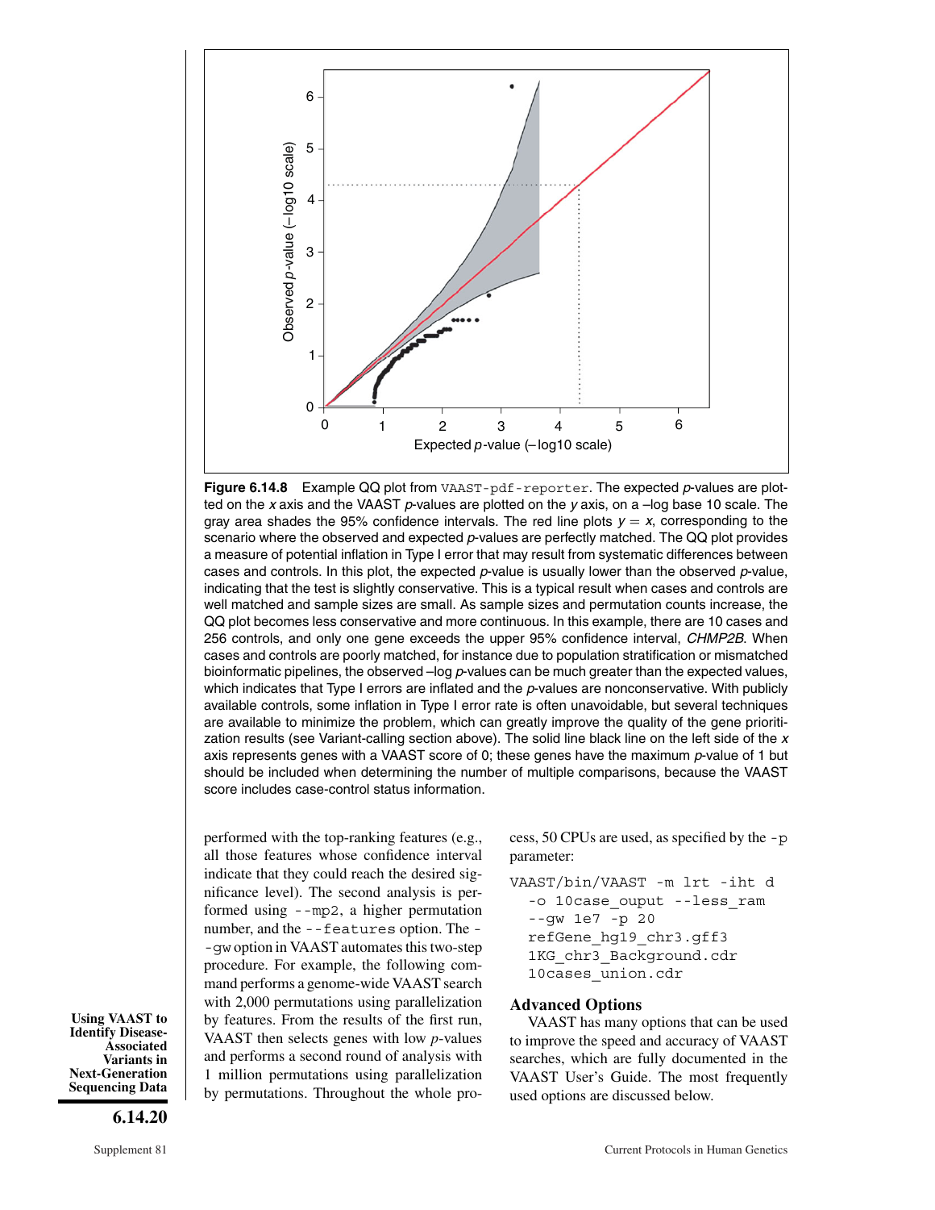**Figure 6.14.8** Example QQ plot from `VAAST-pdf-reporter`. The expected *p*-values are plotted on the *x* axis and the VAAST *p*-values are plotted on the *y* axis, on a –log base 10 scale. The gray area shades the 95% confidence intervals. The red line plots $y = x$, corresponding to the scenario where the observed and expected *p*-values are perfectly matched. The QQ plot provides a measure of potential inflation in Type I error that may result from systematic differences between cases and controls. In this plot, the expected *p*-value is usually lower than the observed *p*-value, indicating that the test is slightly conservative. This is a typical result when cases and controls are well matched and sample sizes are small. As sample sizes and permutation counts increase, the QQ plot becomes less conservative and more continuous. In this example, there are 10 cases and 256 controls, and only one gene exceeds the upper 95% confidence interval, *CHMP2B*. When cases and controls are poorly matched, for instance due to population stratification or mismatched bioinformatic pipelines, the observed –log *p*-values can be much greater than the expected values, which indicates that Type I errors are inflated and the *p*-values are nonconservative. With publicly available controls, some inflation in Type I error rate is often unavoidable, but several techniques are available to minimize the problem, which can greatly improve the quality of the gene prioritization results (see Variant-calling section above). The solid line black line on the left side of the *x* axis represents genes with a VAAST score of 0; these genes have the maximum *p*-value of 1 but should be included when determining the number of multiple comparisons, because the VAAST score includes case-control status information.

performed with the top-ranking features (e.g., all those features whose confidence interval indicate that they could reach the desired significance level). The second analysis is performed using `--mp2`, a higher permutation number, and the `--features` option. The `--gw` option in VAAST automates this two-step procedure. For example, the following command performs a genome-wide VAAST search with 2,000 permutations using parallelization by features. From the results of the first run, VAAST then selects genes with low *p*-values and performs a second round of analysis with 1 million permutations using parallelization by permutations. Throughout the whole process, 50 CPUs are used, as specified by the `-p` parameter:

```
VAAST/bin/VAAST -m lrt -iht d
  -o 10case_ouput --less_ram
  --gw 1e7 -p 20
  refGene_hg19_chr3.gff3
  1KG_chr3_Background.cdr
  10cases_union.cdr
```

## Advanced Options

VAAST has many options that can be used to improve the speed and accuracy of VAAST searches, which are fully documented in the VAAST User's Guide. The most frequently used options are discussed below.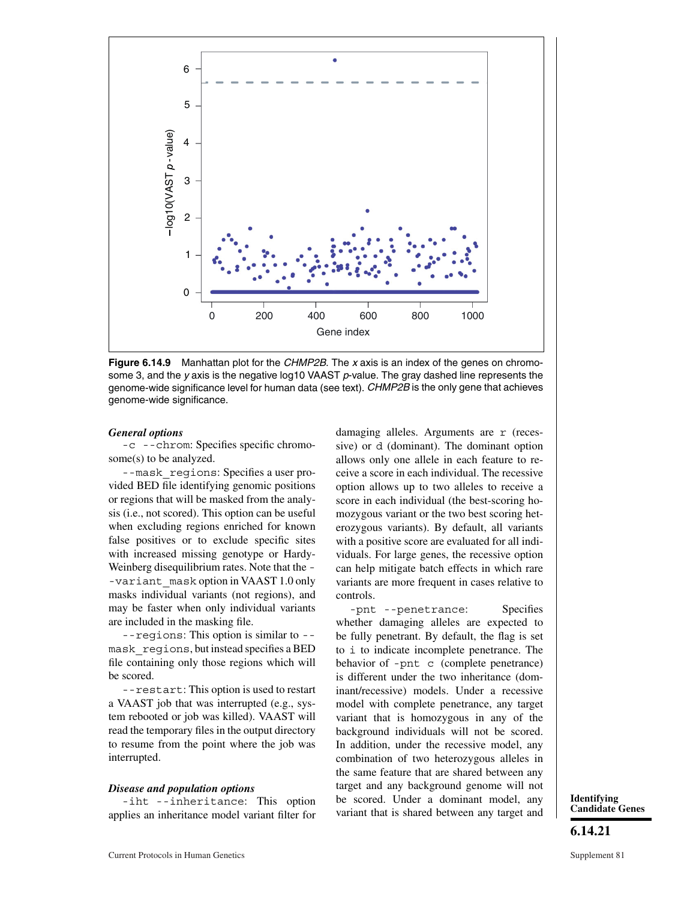**Figure 6.14.9** Manhattan plot for the *CHMP2B*. The *x* axis is an index of the genes on chromosome 3, and the *y* axis is the negative log10 VAAST *p*-value. The gray dashed line represents the genome-wide significance level for human data (see text). *CHMP2B* is the only gene that achieves genome-wide significance.

***General options***

`-c --chrom`: Specifies specific chromosome(s) to be analyzed.

`--mask_regions`: Specifies a user provided BED file identifying genomic positions or regions that will be masked from the analysis (i.e., not scored). This option can be useful when excluding regions enriched for known false positives or to exclude specific sites with increased missing genotype or Hardy-Weinberg disequilibrium rates. Note that the `--variant_mask` option in VAAST 1.0 only masks individual variants (not regions), and may be faster when only individual variants are included in the masking file.

`--regions`: This option is similar to `--mask_regions`, but instead specifies a BED file containing only those regions which will be scored.

`--restart`: This option is used to restart a VAAST job that was interrupted (e.g., system rebooted or job was killed). VAAST will read the temporary files in the output directory to resume from the point where the job was interrupted.

***Disease and population options***

`-iht --inheritance`: This option applies an inheritance model variant filter for damaging alleles. Arguments are `r` (recessive) or `d` (dominant). The dominant option allows only one allele in each feature to receive a score in each individual. The recessive option allows up to two alleles to receive a score in each individual (the best-scoring homozygous variant or the two best scoring heterozygous variants). By default, all variants with a positive score are evaluated for all individuals. For large genes, the recessive option can help mitigate batch effects in which rare variants are more frequent in cases relative to controls.

`-pnt --penetrance`: Specifies whether damaging alleles are expected to be fully penetrant. By default, the flag is set to `i` to indicate incomplete penetrance. The behavior of `-pnt c` (complete penetrance) is different under the two inheritance (dominant/recessive) models. Under a recessive model with complete penetrance, any target variant that is homozygous in any of the background individuals will not be scored. In addition, under the recessive model, any combination of two heterozygous alleles in the same feature that are shared between any target and any background genome will not be scored. Under a dominant model, any variant that is shared between any target and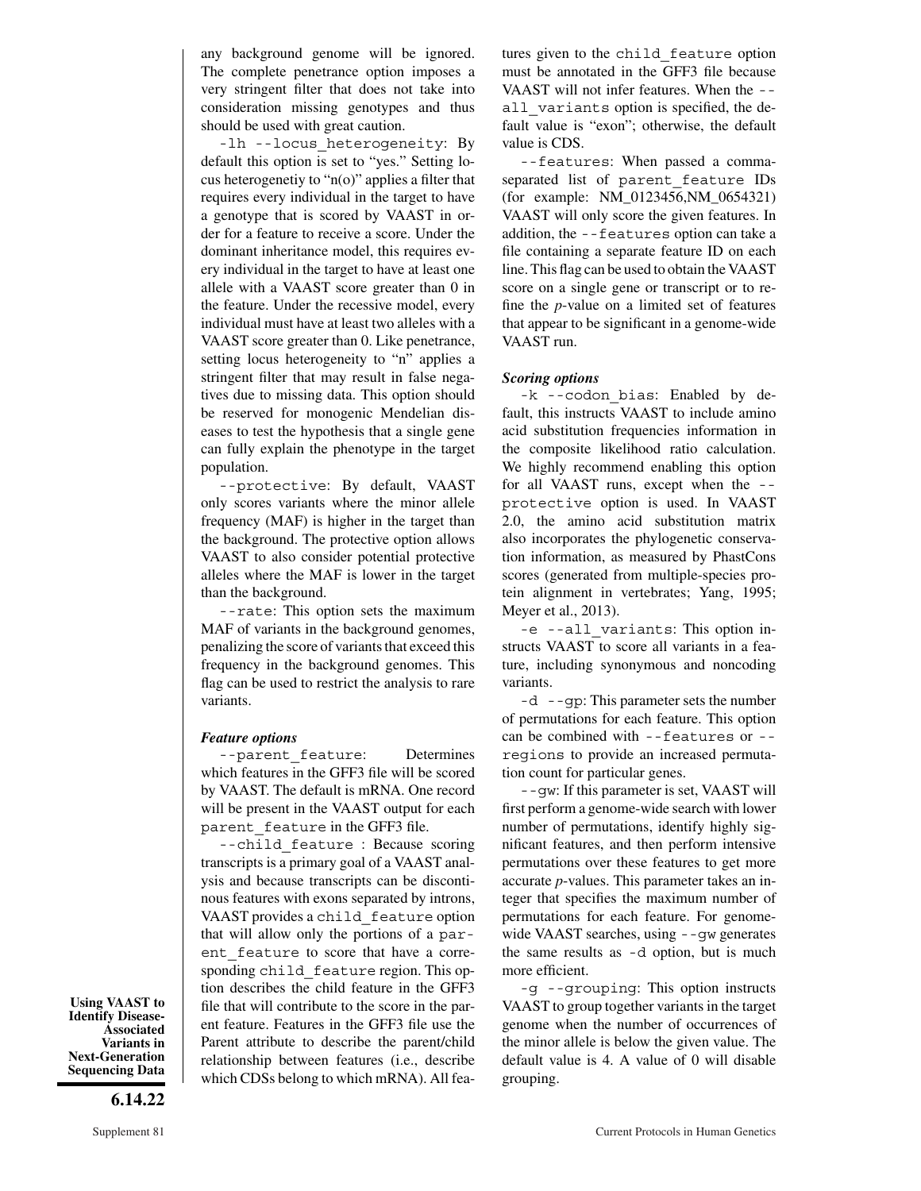any background genome will be ignored. The complete penetrance option imposes a very stringent filter that does not take into consideration missing genotypes and thus should be used with great caution.

`-lh --locus_heterogeneity`: By default this option is set to "yes." Setting locus heterogenetiy to "n(o)" applies a filter that requires every individual in the target to have a genotype that is scored by VAAST in order for a feature to receive a score. Under the dominant inheritance model, this requires every individual in the target to have at least one allele with a VAAST score greater than 0 in the feature. Under the recessive model, every individual must have at least two alleles with a VAAST score greater than 0. Like penetrance, setting locus heterogeneity to "n" applies a stringent filter that may result in false negatives due to missing data. This option should be reserved for monogenic Mendelian diseases to test the hypothesis that a single gene can fully explain the phenotype in the target population.

`--protective`: By default, VAAST only scores variants where the minor allele frequency (MAF) is higher in the target than the background. The protective option allows VAAST to also consider potential protective alleles where the MAF is lower in the target than the background.

`--rate`: This option sets the maximum MAF of variants in the background genomes, penalizing the score of variants that exceed this frequency in the background genomes. This flag can be used to restrict the analysis to rare variants.

***Feature options***

`--parent_feature`: Determines which features in the GFF3 file will be scored by VAAST. The default is mRNA. One record will be present in the VAAST output for each `parent_feature` in the GFF3 file.

`--child_feature` : Because scoring transcripts is a primary goal of a VAAST analysis and because transcripts can be discontinous features with exons separated by introns, VAAST provides a `child_feature` option that will allow only the portions of a `parent_feature` to score that have a corresponding `child_feature` region. This option describes the child feature in the GFF3 file that will contribute to the score in the parent feature. Features in the GFF3 file use the Parent attribute to describe the parent/child relationship between features (i.e., describe which CDSs belong to which mRNA). All features given to the `child_feature` option must be annotated in the GFF3 file because VAAST will not infer features. When the `--all_variants` option is specified, the default value is "exon"; otherwise, the default value is CDS.

`--features`: When passed a comma-separated list of `parent_feature` IDs (for example: NM_0123456,NM_0654321) VAAST will only score the given features. In addition, the `--features` option can take a file containing a separate feature ID on each line. This flag can be used to obtain the VAAST score on a single gene or transcript or to refine the *p*-value on a limited set of features that appear to be significant in a genome-wide VAAST run.

***Scoring options***

`-k --codon_bias`: Enabled by default, this instructs VAAST to include amino acid substitution frequencies information in the composite likelihood ratio calculation. We highly recommend enabling this option for all VAAST runs, except when the `--protective` option is used. In VAAST 2.0, the amino acid substitution matrix also incorporates the phylogenetic conservation information, as measured by PhastCons scores (generated from multiple-species protein alignment in vertebrates; Yang, 1995; Meyer et al., 2013).

`-e --all_variants`: This option instructs VAAST to score all variants in a feature, including synonymous and noncoding variants.

`-d --gp`: This parameter sets the number of permutations for each feature. This option can be combined with `--features` or `--regions` to provide an increased permutation count for particular genes.

`--gw`: If this parameter is set, VAAST will first perform a genome-wide search with lower number of permutations, identify highly significant features, and then perform intensive permutations over these features to get more accurate *p*-values. This parameter takes an integer that specifies the maximum number of permutations for each feature. For genome-wide VAAST searches, using `--gw` generates the same results as `-d` option, but is much more efficient.

`-g --grouping`: This option instructs VAAST to group together variants in the target genome when the number of occurrences of the minor allele is below the given value. The default value is 4. A value of 0 will disable grouping.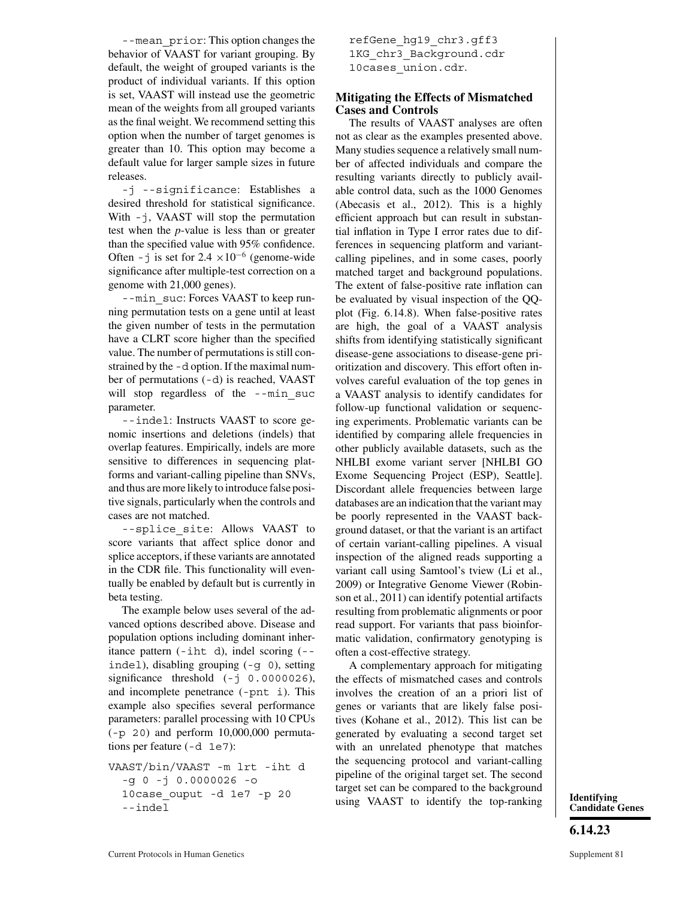--mean_prior: This option changes the behavior of VAAST for variant grouping. By default, the weight of grouped variants is the product of individual variants. If this option is set, VAAST will instead use the geometric mean of the weights from all grouped variants as the final weight. We recommend setting this option when the number of target genomes is greater than 10. This option may become a default value for larger sample sizes in future releases.

-j --significance: Establishes a desired threshold for statistical significance. With -j, VAAST will stop the permutation test when the *p*-value is less than or greater than the specified value with 95% confidence. Often -j is set for $2.4 \times 10^{-6}$ (genome-wide significance after multiple-test correction on a genome with 21,000 genes).

--min_suc: Forces VAAST to keep running permutation tests on a gene until at least the given number of tests in the permutation have a CLRT score higher than the specified value. The number of permutations is still constrained by the -d option. If the maximal number of permutations (-d) is reached, VAAST will stop regardless of the --min_suc parameter.

--indel: Instructs VAAST to score genomic insertions and deletions (indels) that overlap features. Empirically, indels are more sensitive to differences in sequencing platforms and variant-calling pipeline than SNVs, and thus are more likely to introduce false positive signals, particularly when the controls and cases are not matched.

--splice_site: Allows VAAST to score variants that affect splice donor and splice acceptors, if these variants are annotated in the CDR file. This functionality will eventually be enabled by default but is currently in beta testing.

The example below uses several of the advanced options described above. Disease and population options including dominant inheritance pattern (-iht d), indel scoring (--indel), disabling grouping (-g 0), setting significance threshold (-j 0.0000026), and incomplete penetrance (-pnt i). This example also specifies several performance parameters: parallel processing with 10 CPUs (-p 20) and perform 10,000,000 permutations per feature (-d 1e7):

```
VAAST/bin/VAAST -m lrt -iht d
  -g 0 -j 0.0000026 -o
  10case_ouput -d 1e7 -p 20
  --indel
  refGene_hg19_chr3.gff3
  1KG_chr3_Background.cdr
  10cases_union.cdr.
```

## Mitigating the Effects of Mismatched Cases and Controls

The results of VAAST analyses are often not as clear as the examples presented above. Many studies sequence a relatively small number of affected individuals and compare the resulting variants directly to publicly available control data, such as the 1000 Genomes (Abecasis et al., 2012). This is a highly efficient approach but can result in substantial inflation in Type I error rates due to differences in sequencing platform and variant-calling pipelines, and in some cases, poorly matched target and background populations. The extent of false-positive rate inflation can be evaluated by visual inspection of the QQ-plot (Fig. 6.14.8). When false-positive rates are high, the goal of a VAAST analysis shifts from identifying statistically significant disease-gene associations to disease-gene prioritization and discovery. This effort often involves careful evaluation of the top genes in a VAAST analysis to identify candidates for follow-up functional validation or sequencing experiments. Problematic variants can be identified by comparing allele frequencies in other publicly available datasets, such as the NHLBI exome variant server [NHLBI GO Exome Sequencing Project (ESP), Seattle]. Discordant allele frequencies between large databases are an indication that the variant may be poorly represented in the VAAST background dataset, or that the variant is an artifact of certain variant-calling pipelines. A visual inspection of the aligned reads supporting a variant call using Samtool's tview (Li et al., 2009) or Integrative Genome Viewer (Robinson et al., 2011) can identify potential artifacts resulting from problematic alignments or poor read support. For variants that pass bioinformatic validation, confirmatory genotyping is often a cost-effective strategy.

A complementary approach for mitigating the effects of mismatched cases and controls involves the creation of an a priori list of genes or variants that are likely false positives (Kohane et al., 2012). This list can be generated by evaluating a second target set with an unrelated phenotype that matches the sequencing protocol and variant-calling pipeline of the original target set. The second target set can be compared to the background using VAAST to identify the top-ranking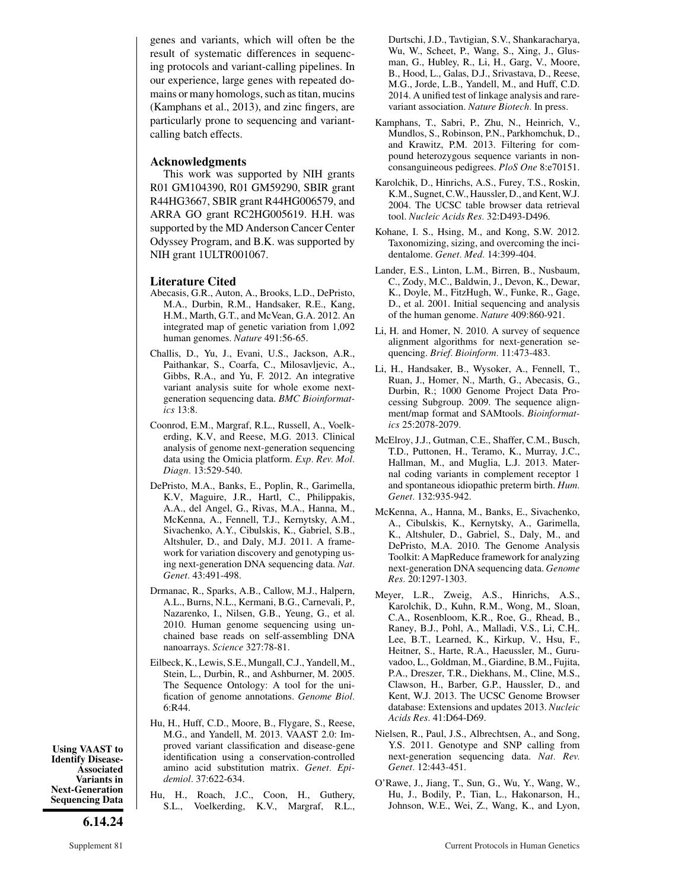genes and variants, which will often be the result of systematic differences in sequencing protocols and variant-calling pipelines. In our experience, large genes with repeated domains or many homologs, such as titan, mucins (Kamphans et al., 2013), and zinc fingers, are particularly prone to sequencing and variant-calling batch effects.

## Acknowledgments

This work was supported by NIH grants R01 GM104390, R01 GM59290, SBIR grant R44HG3667, SBIR grant R44HG006579, and ARRA GO grant RC2HG005619. H.H. was supported by the MD Anderson Cancer Center Odyssey Program, and B.K. was supported by NIH grant 1ULTR001067.

## Literature Cited

Abecasis, G.R., Auton, A., Brooks, L.D., DePristo, M.A., Durbin, R.M., Handsaker, R.E., Kang, H.M., Marth, G.T., and McVean, G.A. 2012. An integrated map of genetic variation from 1,092 human genomes. *Nature* 491:56-65.

Challis, D., Yu, J., Evani, U.S., Jackson, A.R., Paithankar, S., Coarfa, C., Milosavljevic, A., Gibbs, R.A., and Yu, F. 2012. An integrative variant analysis suite for whole exome next-generation sequencing data. *BMC Bioinformatics* 13:8.

Coonrod, E.M., Margraf, R.L., Russell, A., Voelkerding, K.V, and Reese, M.G. 2013. Clinical analysis of genome next-generation sequencing data using the Omicia platform. *Exp. Rev. Mol. Diagn.* 13:529-540.

DePristo, M.A., Banks, E., Poplin, R., Garimella, K.V, Maguire, J.R., Hartl, C., Philippakis, A.A., del Angel, G., Rivas, M.A., Hanna, M., McKenna, A., Fennell, T.J., Kernytsky, A.M., Sivachenko, A.Y., Cibulskis, K., Gabriel, S.B., Altshuler, D., and Daly, M.J. 2011. A framework for variation discovery and genotyping using next-generation DNA sequencing data. *Nat. Genet.* 43:491-498.

Drmanac, R., Sparks, A.B., Callow, M.J., Halpern, A.L., Burns, N.L., Kermani, B.G., Carnevali, P., Nazarenko, I., Nilsen, G.B., Yeung, G., et al. 2010. Human genome sequencing using unchained base reads on self-assembling DNA nanoarrays. *Science* 327:78-81.

Eilbeck, K., Lewis, S.E., Mungall, C.J., Yandell, M., Stein, L., Durbin, R., and Ashburner, M. 2005. The Sequence Ontology: A tool for the unification of genome annotations. *Genome Biol.* 6:R44.

Hu, H., Huff, C.D., Moore, B., Flygare, S., Reese, M.G., and Yandell, M. 2013. VAAST 2.0: Improved variant classification and disease-gene identification using a conservation-controlled amino acid substitution matrix. *Genet. Epidemiol.* 37:622-634.

Hu, H., Roach, J.C., Coon, H., Guthery, S.L., Voelkerding, K.V., Margraf, R.L., Durtschi, J.D., Tavtigian, S.V., Shankaracharya, Wu, W., Scheet, P., Wang, S., Xing, J., Glusman, G., Hubley, R., Li, H., Garg, V., Moore, B., Hood, L., Galas, D.J., Srivastava, D., Reese, M.G., Jorde, L.B., Yandell, M., and Huff, C.D. 2014. A unified test of linkage analysis and rare-variant association. *Nature Biotech.* In press.

Kamphans, T., Sabri, P., Zhu, N., Heinrich, V., Mundlos, S., Robinson, P.N., Parkhomchuk, D., and Krawitz, P.M. 2013. Filtering for compound heterozygous sequence variants in non-consanguineous pedigrees. *PloS One* 8:e70151.

Karolchik, D., Hinrichs, A.S., Furey, T.S., Roskin, K.M., Sugnet, C.W., Haussler, D., and Kent, W.J. 2004. The UCSC table browser data retrieval tool. *Nucleic Acids Res.* 32:D493-D496.

Kohane, I. S., Hsing, M., and Kong, S.W. 2012. Taxonomizing, sizing, and overcoming the incidentalome. *Genet. Med.* 14:399-404.

Lander, E.S., Linton, L.M., Birren, B., Nusbaum, C., Zody, M.C., Baldwin, J., Devon, K., Dewar, K., Doyle, M., FitzHugh, W., Funke, R., Gage, D., et al. 2001. Initial sequencing and analysis of the human genome. *Nature* 409:860-921.

Li, H. and Homer, N. 2010. A survey of sequence alignment algorithms for next-generation sequencing. *Brief. Bioinform.* 11:473-483.

Li, H., Handsaker, B., Wysoker, A., Fennell, T., Ruan, J., Homer, N., Marth, G., Abecasis, G., Durbin, R.; 1000 Genome Project Data Processing Subgroup. 2009. The sequence alignment/map format and SAMtools. *Bioinformatics* 25:2078-2079.

McElroy, J.J., Gutman, C.E., Shaffer, C.M., Busch, T.D., Puttonen, H., Teramo, K., Murray, J.C., Hallman, M., and Muglia, L.J. 2013. Maternal coding variants in complement receptor 1 and spontaneous idiopathic preterm birth. *Hum. Genet.* 132:935-942.

McKenna, A., Hanna, M., Banks, E., Sivachenko, A., Cibulskis, K., Kernytsky, A., Garimella, K., Altshuler, D., Gabriel, S., Daly, M., and DePristo, M.A. 2010. The Genome Analysis Toolkit: A MapReduce framework for analyzing next-generation DNA sequencing data. *Genome Res.* 20:1297-1303.

Meyer, L.R., Zweig, A.S., Hinrichs, A.S., Karolchik, D., Kuhn, R.M., Wong, M., Sloan, C.A., Rosenbloom, K.R., Roe, G., Rhead, B., Raney, B.J., Pohl, A., Malladi, V.S., Li, C.H,. Lee, B.T., Learned, K., Kirkup, V., Hsu, F., Heitner, S., Harte, R.A., Haeussler, M., Guruvadoo, L., Goldman, M., Giardine, B.M., Fujita, P.A., Dreszer, T.R., Diekhans, M., Cline, M.S., Clawson, H., Barber, G.P., Haussler, D., and Kent, W.J. 2013. The UCSC Genome Browser database: Extensions and updates 2013. *Nucleic Acids Res.* 41:D64-D69.

Nielsen, R., Paul, J.S., Albrechtsen, A., and Song, Y.S. 2011. Genotype and SNP calling from next-generation sequencing data. *Nat. Rev. Genet.* 12:443-451.

O'Rawe, J., Jiang, T., Sun, G., Wu, Y., Wang, W., Hu, J., Bodily, P., Tian, L., Hakonarson, H., Johnson, W.E., Wei, Z., Wang, K., and Lyon,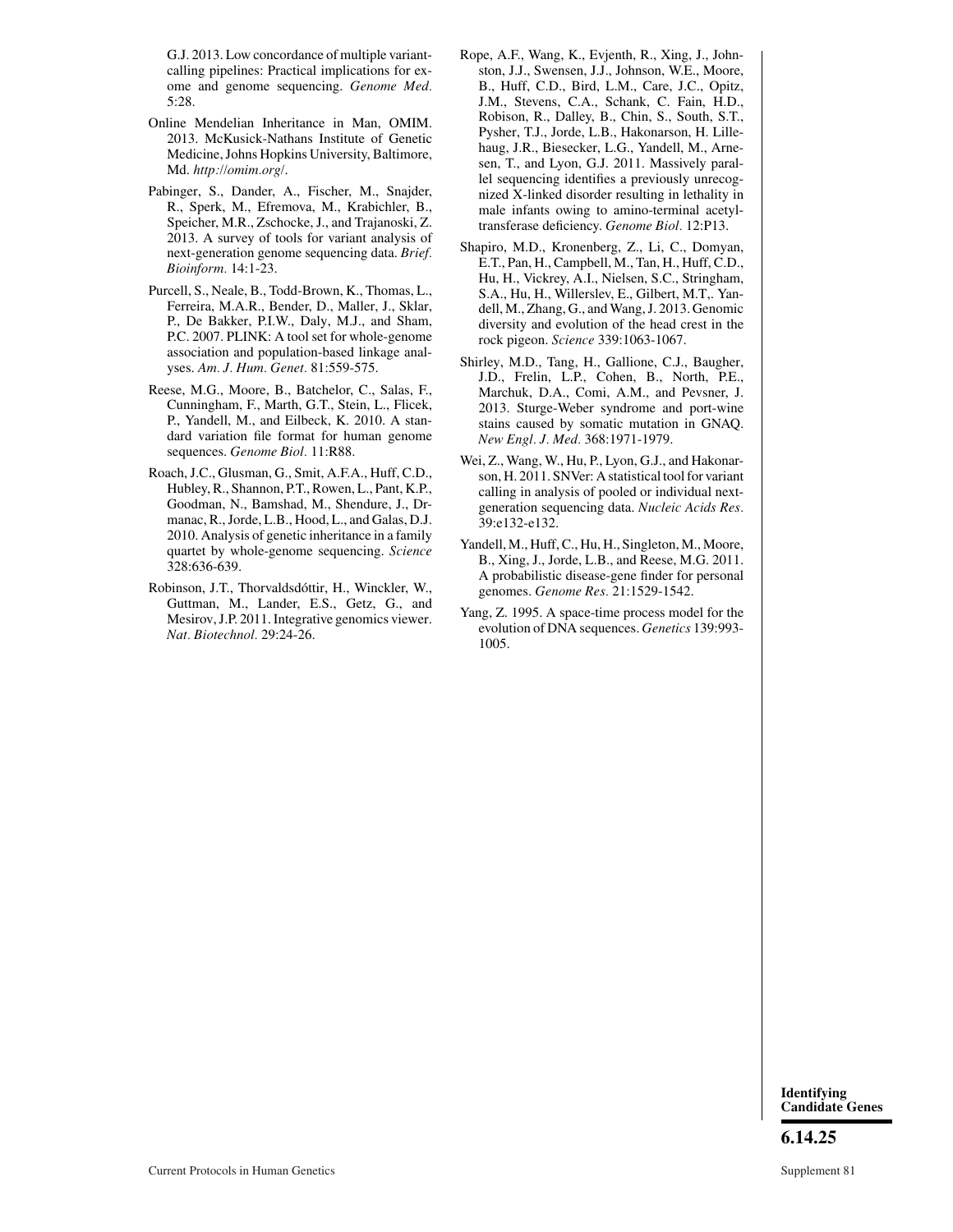G.J. 2013. Low concordance of multiple variant-calling pipelines: Practical implications for exome and genome sequencing. *Genome Med.* 5:28.

Online Mendelian Inheritance in Man, OMIM. 2013. McKusick-Nathans Institute of Genetic Medicine, Johns Hopkins University, Baltimore, Md. *http://omim.org/*.

Pabinger, S., Dander, A., Fischer, M., Snajder, R., Sperk, M., Efremova, M., Krabichler, B., Speicher, M.R., Zschocke, J., and Trajanoski, Z. 2013. A survey of tools for variant analysis of next-generation genome sequencing data. *Brief. Bioinform.* 14:1-23.

Purcell, S., Neale, B., Todd-Brown, K., Thomas, L., Ferreira, M.A.R., Bender, D., Maller, J., Sklar, P., De Bakker, P.I.W., Daly, M.J., and Sham, P.C. 2007. PLINK: A tool set for whole-genome association and population-based linkage analyses. *Am. J. Hum. Genet.* 81:559-575.

Reese, M.G., Moore, B., Batchelor, C., Salas, F., Cunningham, F., Marth, G.T., Stein, L., Flicek, P., Yandell, M., and Eilbeck, K. 2010. A standard variation file format for human genome sequences. *Genome Biol.* 11:R88.

Roach, J.C., Glusman, G., Smit, A.F.A., Huff, C.D., Hubley, R., Shannon, P.T., Rowen, L., Pant, K.P., Goodman, N., Bamshad, M., Shendure, J., Drmanac, R., Jorde, L.B., Hood, L., and Galas, D.J. 2010. Analysis of genetic inheritance in a family quartet by whole-genome sequencing. *Science* 328:636-639.

Robinson, J.T., Thorvaldsdóttir, H., Winckler, W., Guttman, M., Lander, E.S., Getz, G., and Mesirov, J.P. 2011. Integrative genomics viewer. *Nat. Biotechnol.* 29:24-26.

Rope, A.F., Wang, K., Evjenth, R., Xing, J., Johnston, J.J., Swensen, J.J., Johnson, W.E., Moore, B., Huff, C.D., Bird, L.M., Care, J.C., Opitz, J.M., Stevens, C.A., Schank, C. Fain, H.D., Robison, R., Dalley, B., Chin, S., South, S.T., Pysher, T.J., Jorde, L.B., Hakonarson, H. Lillehaug, J.R., Biesecker, L.G., Yandell, M., Arnesen, T., and Lyon, G.J. 2011. Massively parallel sequencing identifies a previously unrecognized X-linked disorder resulting in lethality in male infants owing to amino-terminal acetyltransferase deficiency. *Genome Biol.* 12:P13.

Shapiro, M.D., Kronenberg, Z., Li, C., Domyan, E.T., Pan, H., Campbell, M., Tan, H., Huff, C.D., Hu, H., Vickrey, A.I., Nielsen, S.C., Stringham, S.A., Hu, H., Willerslev, E., Gilbert, M.T,. Yandell, M., Zhang, G., and Wang, J. 2013. Genomic diversity and evolution of the head crest in the rock pigeon. *Science* 339:1063-1067.

Shirley, M.D., Tang, H., Gallione, C.J., Baugher, J.D., Frelin, L.P., Cohen, B., North, P.E., Marchuk, D.A., Comi, A.M., and Pevsner, J. 2013. Sturge-Weber syndrome and port-wine stains caused by somatic mutation in GNAQ. *New Engl. J. Med.* 368:1971-1979.

Wei, Z., Wang, W., Hu, P., Lyon, G.J., and Hakonarson, H. 2011. SNVer: A statistical tool for variant calling in analysis of pooled or individual next-generation sequencing data. *Nucleic Acids Res.* 39:e132-e132.

Yandell, M., Huff, C., Hu, H., Singleton, M., Moore, B., Xing, J., Jorde, L.B., and Reese, M.G. 2011. A probabilistic disease-gene finder for personal genomes. *Genome Res.* 21:1529-1542.

Yang, Z. 1995. A space-time process model for the evolution of DNA sequences. *Genetics* 139:993-1005.